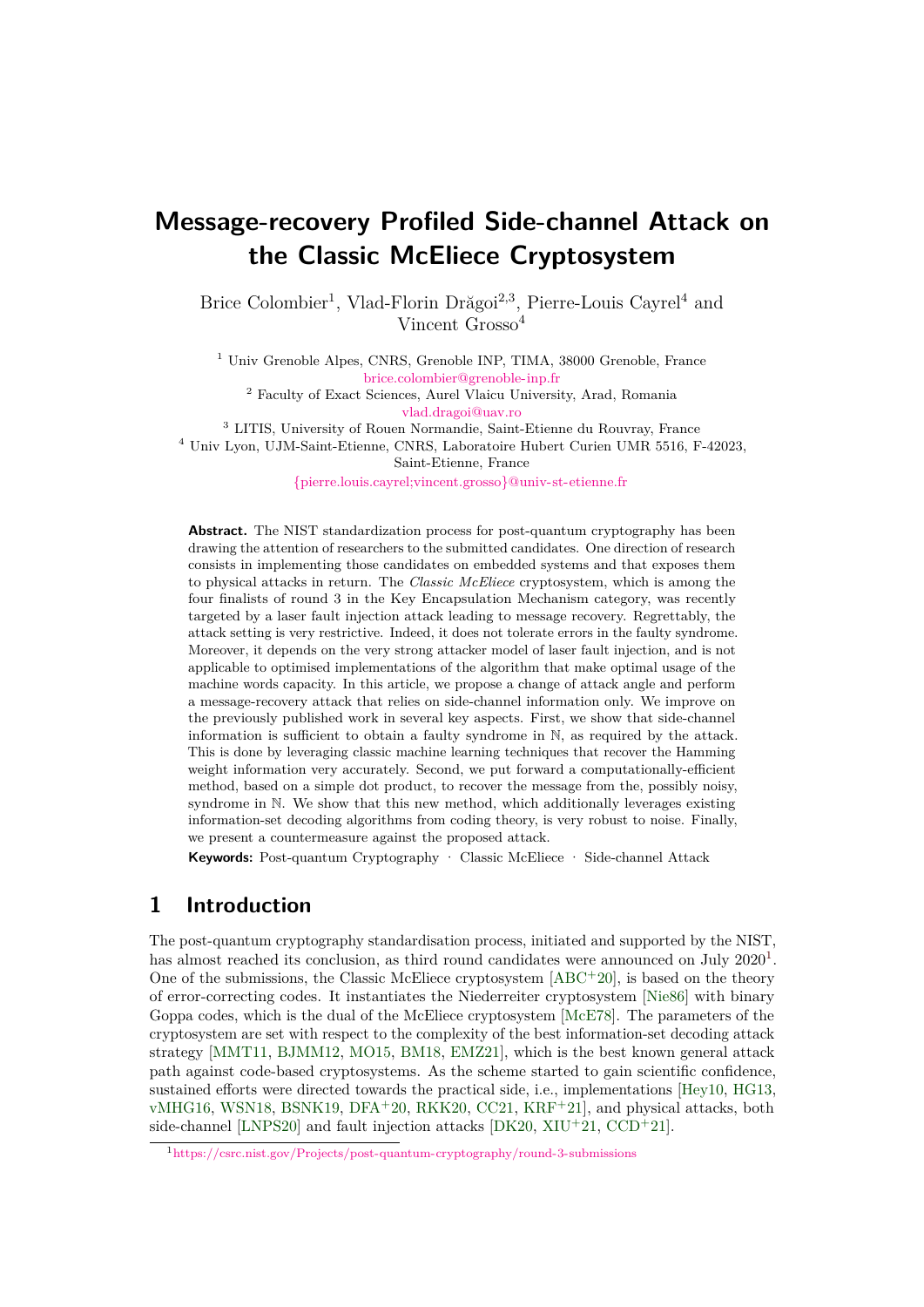# Message-recovery Profiled Side-channel Attack on the Classic McEliece Cryptosystem

Brice Colombier[1], Vlad-Florin Drăgoi[2,3], Pierre-Louis Cayrel[4] and Vincent Grosso[4]

[1] Univ Grenoble Alpes, CNRS, Grenoble INP, TIMA, 38000 Grenoble, France
brice.colombier@grenoble-inp.fr

[2] Faculty of Exact Sciences, Aurel Vlaicu University, Arad, Romania
vlad.dragoi@uav.ro

[3] LITIS, University of Rouen Normandie, Saint-Etienne du Rouvray, France

[4] Univ Lyon, UJM-Saint-Etienne, CNRS, Laboratoire Hubert Curien UMR 5516, F-42023, Saint-Etienne, France
{pierre.louis.cayrel;vincent.grosso}@univ-st-etienne.fr

**Abstract.** The NIST standardization process for post-quantum cryptography has been drawing the attention of researchers to the submitted candidates. One direction of research consists in implementing those candidates on embedded systems and that exposes them to physical attacks in return. The *Classic McEliece* cryptosystem, which is among the four finalists of round 3 in the Key Encapsulation Mechanism category, was recently targeted by a laser fault injection attack leading to message recovery. Regrettably, the attack setting is very restrictive. Indeed, it does not tolerate errors in the faulty syndrome. Moreover, it depends on the very strong attacker model of laser fault injection, and is not applicable to optimised implementations of the algorithm that make optimal usage of the machine words capacity. In this article, we propose a change of attack angle and perform a message-recovery attack that relies on side-channel information only. We improve on the previously published work in several key aspects. First, we show that side-channel information is sufficient to obtain a faulty syndrome in $\mathbb{N}$, as required by the attack. This is done by leveraging classic machine learning techniques that recover the Hamming weight information very accurately. Second, we put forward a computationally-efficient method, based on a simple dot product, to recover the message from the, possibly noisy, syndrome in $\mathbb{N}$. We show that this new method, which additionally leverages existing information-set decoding algorithms from coding theory, is very robust to noise. Finally, we present a countermeasure against the proposed attack.

**Keywords:** Post-quantum Cryptography · Classic McEliece · Side-channel Attack

## 1 Introduction

The post-quantum cryptography standardisation process, initiated and supported by the NIST, has almost reached its conclusion, as third round candidates were announced on July 2020[1]. One of the submissions, the Classic McEliece cryptosystem [ABC+20], is based on the theory of error-correcting codes. It instantiates the Niederreiter cryptosystem [Nie86] with binary Goppa codes, which is the dual of the McEliece cryptosystem [McE78]. The parameters of the cryptosystem are set with respect to the complexity of the best information-set decoding attack strategy [MMT11, BJMM12, MO15, BM18, EMZ21], which is the best known general attack path against code-based cryptosystems. As the scheme started to gain scientific confidence, sustained efforts were directed towards the practical side, i.e., implementations [Hey10, HG13, vMHG16, WSN18, BSNK19, DFA+20, RKK20, CC21, KRF+21], and physical attacks, both side-channel [LNPS20] and fault injection attacks [DK20, XIU+21, CCD+21].

[1] https://csrc.nist.gov/Projects/post-quantum-cryptography/round-3-submissions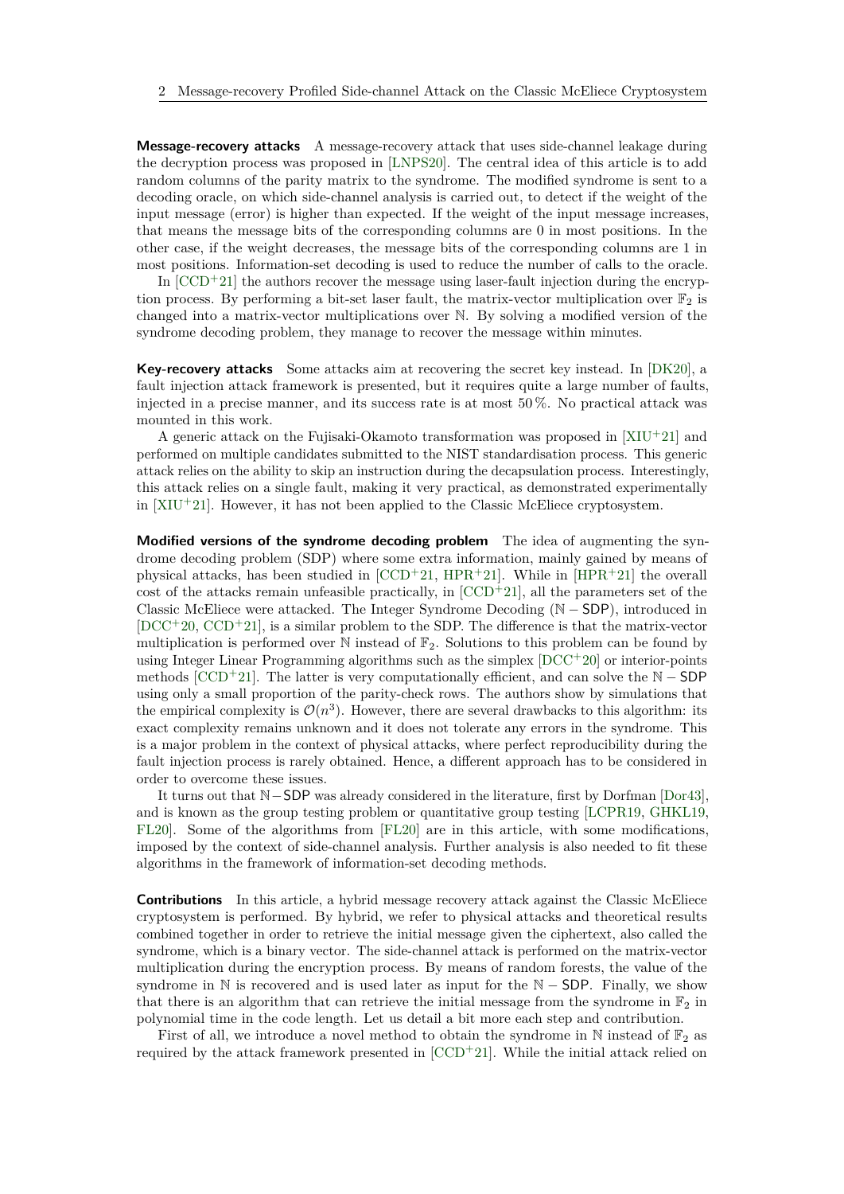**Message-recovery attacks** A message-recovery attack that uses side-channel leakage during the decryption process was proposed in [LNPS20]. The central idea of this article is to add random columns of the parity matrix to the syndrome. The modified syndrome is sent to a decoding oracle, on which side-channel analysis is carried out, to detect if the weight of the input message (error) is higher than expected. If the weight of the input message increases, that means the message bits of the corresponding columns are 0 in most positions. In the other case, if the weight decreases, the message bits of the corresponding columns are 1 in most positions. Information-set decoding is used to reduce the number of calls to the oracle.

In [CCD+21] the authors recover the message using laser-fault injection during the encryption process. By performing a bit-set laser fault, the matrix-vector multiplication over $\mathbb{F}_2$ is changed into a matrix-vector multiplications over $\mathbb{N}$. By solving a modified version of the syndrome decoding problem, they manage to recover the message within minutes.

**Key-recovery attacks** Some attacks aim at recovering the secret key instead. In [DK20], a fault injection attack framework is presented, but it requires quite a large number of faults, injected in a precise manner, and its success rate is at most 50 %. No practical attack was mounted in this work.

A generic attack on the Fujisaki-Okamoto transformation was proposed in [XIU+21] and performed on multiple candidates submitted to the NIST standardisation process. This generic attack relies on the ability to skip an instruction during the decapsulation process. Interestingly, this attack relies on a single fault, making it very practical, as demonstrated experimentally in [XIU+21]. However, it has not been applied to the Classic McEliece cryptosystem.

**Modified versions of the syndrome decoding problem** The idea of augmenting the syndrome decoding problem (SDP) where some extra information, mainly gained by means of physical attacks, has been studied in [CCD+21, HPR+21]. While in [HPR+21] the overall cost of the attacks remain unfeasible practically, in [CCD+21], all the parameters set of the Classic McEliece were attacked. The Integer Syndrome Decoding ($\mathbb{N} - \mathsf{SDP}$), introduced in [DCC+20, CCD+21], is a similar problem to the SDP. The difference is that the matrix-vector multiplication is performed over $\mathbb{N}$ instead of $\mathbb{F}_2$. Solutions to this problem can be found by using Integer Linear Programming algorithms such as the simplex [DCC+20] or interior-points methods [CCD+21]. The latter is very computationally efficient, and can solve the $\mathbb{N} - \mathsf{SDP}$ using only a small proportion of the parity-check rows. The authors show by simulations that the empirical complexity is $\mathcal{O}(n^3)$. However, there are several drawbacks to this algorithm: its exact complexity remains unknown and it does not tolerate any errors in the syndrome. This is a major problem in the context of physical attacks, where perfect reproducibility during the fault injection process is rarely obtained. Hence, a different approach has to be considered in order to overcome these issues.

It turns out that $\mathbb{N} - \mathsf{SDP}$ was already considered in the literature, first by Dorfman [Dor43], and is known as the group testing problem or quantitative group testing [LCPR19, GHKL19, FL20]. Some of the algorithms from [FL20] are in this article, with some modifications, imposed by the context of side-channel analysis. Further analysis is also needed to fit these algorithms in the framework of information-set decoding methods.

**Contributions** In this article, a hybrid message recovery attack against the Classic McEliece cryptosystem is performed. By hybrid, we refer to physical attacks and theoretical results combined together in order to retrieve the initial message given the ciphertext, also called the syndrome, which is a binary vector. The side-channel attack is performed on the matrix-vector multiplication during the encryption process. By means of random forests, the value of the syndrome in $\mathbb{N}$ is recovered and is used later as input for the $\mathbb{N} - \mathsf{SDP}$. Finally, we show that there is an algorithm that can retrieve the initial message from the syndrome in $\mathbb{F}_2$ in polynomial time in the code length. Let us detail a bit more each step and contribution.

First of all, we introduce a novel method to obtain the syndrome in $\mathbb{N}$ instead of $\mathbb{F}_2$ as required by the attack framework presented in [CCD+21]. While the initial attack relied on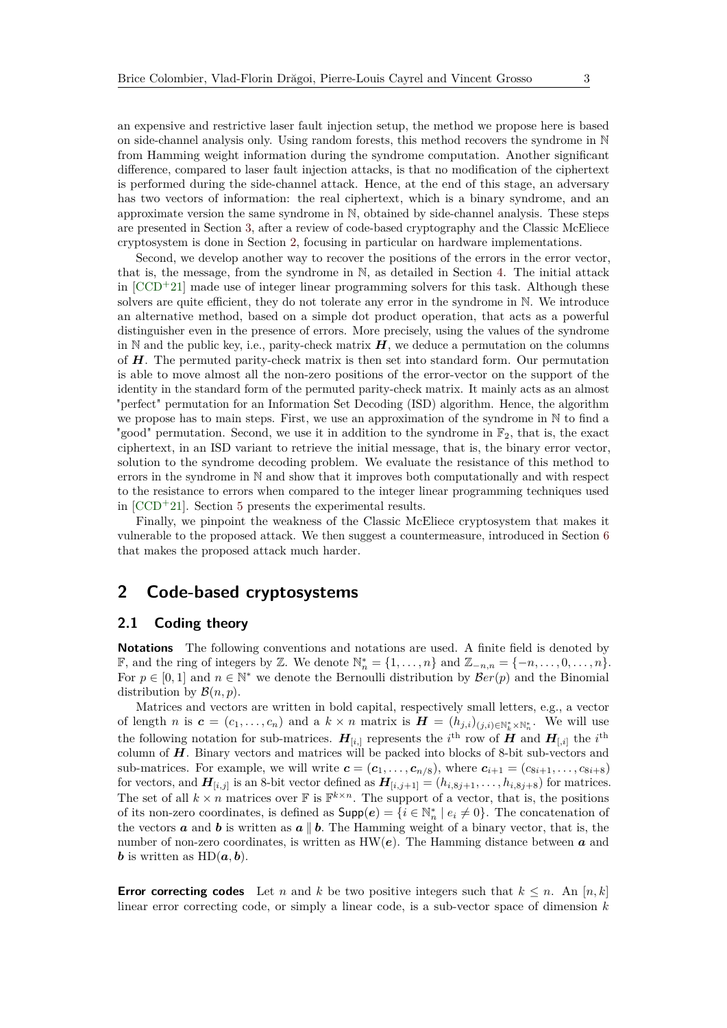an expensive and restrictive laser fault injection setup, the method we propose here is based on side-channel analysis only. Using random forests, this method recovers the syndrome in $\mathbb{N}$ from Hamming weight information during the syndrome computation. Another significant difference, compared to laser fault injection attacks, is that no modification of the ciphertext is performed during the side-channel attack. Hence, at the end of this stage, an adversary has two vectors of information: the real ciphertext, which is a binary syndrome, and an approximate version the same syndrome in $\mathbb{N}$, obtained by side-channel analysis. These steps are presented in Section 3, after a review of code-based cryptography and the Classic McEliece cryptosystem is done in Section 2, focusing in particular on hardware implementations.

Second, we develop another way to recover the positions of the errors in the error vector, that is, the message, from the syndrome in $\mathbb{N}$, as detailed in Section 4. The initial attack in [CCD+21] made use of integer linear programming solvers for this task. Although these solvers are quite efficient, they do not tolerate any error in the syndrome in $\mathbb{N}$. We introduce an alternative method, based on a simple dot product operation, that acts as a powerful distinguisher even in the presence of errors. More precisely, using the values of the syndrome in $\mathbb{N}$ and the public key, i.e., parity-check matrix $\boldsymbol{H}$, we deduce a permutation on the columns of $\boldsymbol{H}$. The permuted parity-check matrix is then set into standard form. Our permutation is able to move almost all the non-zero positions of the error-vector on the support of the identity in the standard form of the permuted parity-check matrix. It mainly acts as an almost "perfect" permutation for an Information Set Decoding (ISD) algorithm. Hence, the algorithm we propose has to main steps. First, we use an approximation of the syndrome in $\mathbb{N}$ to find a "good" permutation. Second, we use it in addition to the syndrome in $\mathbb{F}_2$, that is, the exact ciphertext, in an ISD variant to retrieve the initial message, that is, the binary error vector, solution to the syndrome decoding problem. We evaluate the resistance of this method to errors in the syndrome in $\mathbb{N}$ and show that it improves both computationally and with respect to the resistance to errors when compared to the integer linear programming techniques used in [CCD+21]. Section 5 presents the experimental results.

Finally, we pinpoint the weakness of the Classic McEliece cryptosystem that makes it vulnerable to the proposed attack. We then suggest a countermeasure, introduced in Section 6 that makes the proposed attack much harder.

## 2 Code-based cryptosystems

### 2.1 Coding theory

**Notations** The following conventions and notations are used. A finite field is denoted by $\mathbb{F}$, and the ring of integers by $\mathbb{Z}$. We denote $\mathbb{N}_n^* = \{1, \ldots, n\}$ and $\mathbb{Z}_{-n,n} = \{-n, \ldots, 0, \ldots, n\}$. For $p \in [0, 1]$ and $n \in \mathbb{N}^*$ we denote the Bernoulli distribution by $\mathcal{B}er(p)$ and the Binomial distribution by $\mathcal{B}(n, p)$.

Matrices and vectors are written in bold capital, respectively small letters, e.g., a vector of length $n$ is $\boldsymbol{c} = (c_1, \ldots, c_n)$ and a $k \times n$ matrix is $\boldsymbol{H} = (h_{j,i})_{(j,i) \in \mathbb{N}_k^* \times \mathbb{N}_n^*}$. We will use the following notation for sub-matrices. $\boldsymbol{H}_{[i,]}$ represents the $i^{\text{th}}$ row of $\boldsymbol{H}$ and $\boldsymbol{H}_{[,i]}$ the $i^{\text{th}}$ column of $\boldsymbol{H}$. Binary vectors and matrices will be packed into blocks of 8-bit sub-vectors and sub-matrices. For example, we will write $\boldsymbol{c} = (\boldsymbol{c}_1, \ldots, \boldsymbol{c}_{n/8})$, where $\boldsymbol{c}_{i+1} = (c_{8i+1}, \ldots, c_{8i+8})$ for vectors, and $\boldsymbol{H}_{[i,j]}$ is an 8-bit vector defined as $\boldsymbol{H}_{[i,j+1]} = (h_{i,8j+1}, \ldots, h_{i,8j+8})$ for matrices. The set of all $k \times n$ matrices over $\mathbb{F}$ is $\mathbb{F}^{k \times n}$. The support of a vector, that is, the positions of its non-zero coordinates, is defined as $\mathsf{Supp}(\boldsymbol{e}) = \{i \in \mathbb{N}_n^* \mid e_i \neq 0\}$. The concatenation of the vectors $\boldsymbol{a}$ and $\boldsymbol{b}$ is written as $\boldsymbol{a} \parallel \boldsymbol{b}$. The Hamming weight of a binary vector, that is, the number of non-zero coordinates, is written as $\mathrm{HW}(\boldsymbol{e})$. The Hamming distance between $\boldsymbol{a}$ and $\boldsymbol{b}$ is written as $\mathrm{HD}(\boldsymbol{a}, \boldsymbol{b})$.

**Error correcting codes** Let $n$ and $k$ be two positive integers such that $k \leq n$. An $[n, k]$ linear error correcting code, or simply a linear code, is a sub-vector space of dimension $k$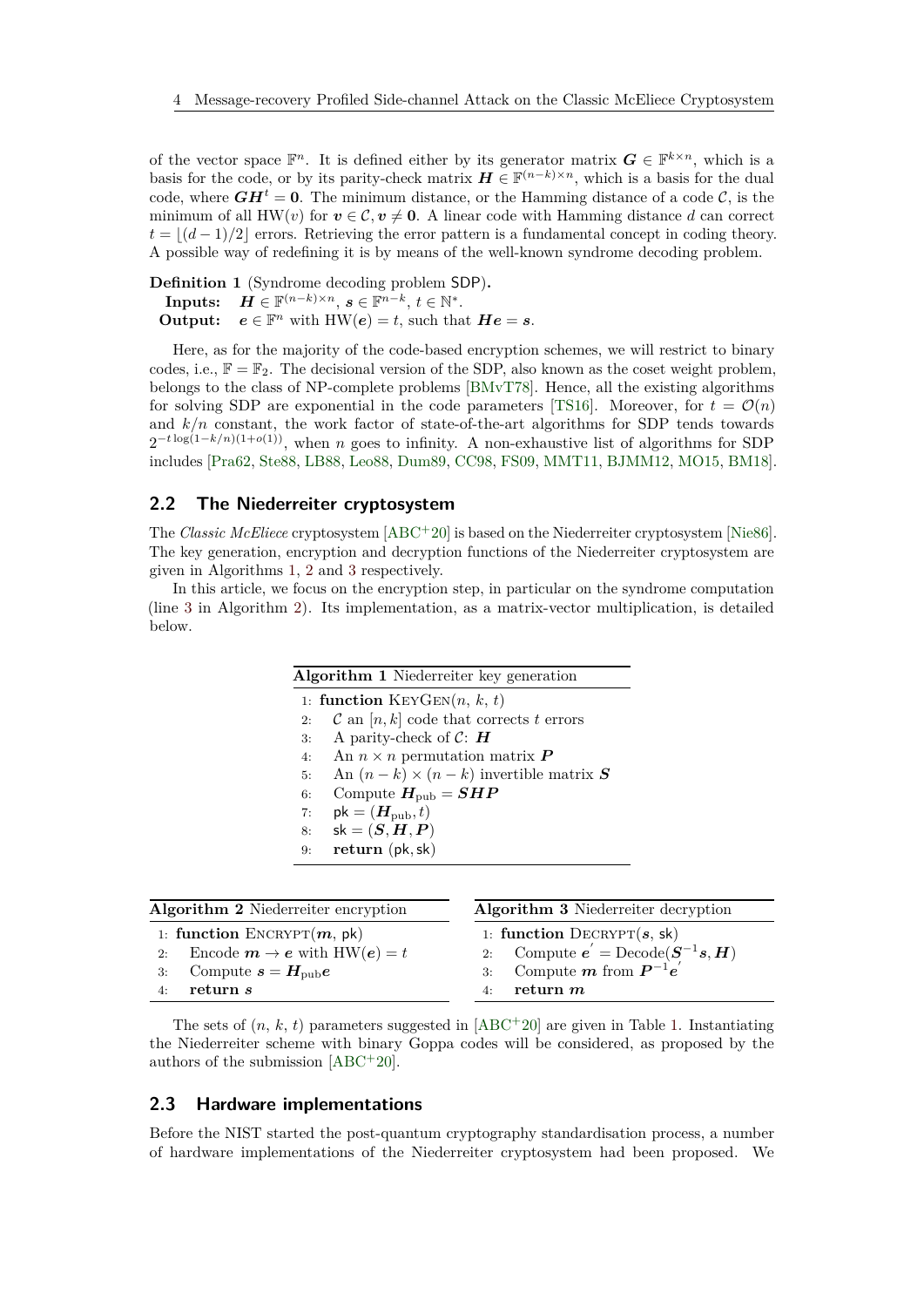of the vector space $\mathbb{F}^n$. It is defined either by its generator matrix $\boldsymbol{G} \in \mathbb{F}^{k\times n}$, which is a basis for the code, or by its parity-check matrix $\boldsymbol{H} \in \mathbb{F}^{(n-k)\times n}$, which is a basis for the dual code, where $\boldsymbol{G}\boldsymbol{H}^t = \boldsymbol{0}$. The minimum distance, or the Hamming distance of a code $\mathcal{C}$, is the minimum of all $\mathrm{HW}(v)$ for $\boldsymbol{v} \in \mathcal{C}, \boldsymbol{v} \neq \boldsymbol{0}$. A linear code with Hamming distance $d$ can correct $t = \lfloor (d-1)/2 \rfloor$ errors. Retrieving the error pattern is a fundamental concept in coding theory. A possible way of redefining it is by means of the well-known syndrome decoding problem.

**Definition 1** (Syndrome decoding problem SDP)**.**
**Inputs:** $\boldsymbol{H} \in \mathbb{F}^{(n-k)\times n}$, $\boldsymbol{s} \in \mathbb{F}^{n-k}$, $t \in \mathbb{N}^*$.
**Output:** $\boldsymbol{e} \in \mathbb{F}^n$ with $\mathrm{HW}(\boldsymbol{e}) = t$, such that $\boldsymbol{H}\boldsymbol{e} = \boldsymbol{s}$.

Here, as for the majority of the code-based encryption schemes, we will restrict to binary codes, i.e., $\mathbb{F} = \mathbb{F}_2$. The decisional version of the SDP, also known as the coset weight problem, belongs to the class of NP-complete problems [BMvT78]. Hence, all the existing algorithms for solving SDP are exponential in the code parameters [TS16]. Moreover, for $t = \mathcal{O}(n)$ and $k/n$ constant, the work factor of state-of-the-art algorithms for SDP tends towards $2^{-t\log(1-k/n)(1+o(1))}$, when $n$ goes to infinity. A non-exhaustive list of algorithms for SDP includes [Pra62, Ste88, LB88, Leo88, Dum89, CC98, FS09, MMT11, BJMM12, MO15, BM18].

## 2.2 The Niederreiter cryptosystem

The *Classic McEliece* cryptosystem [ABC+20] is based on the Niederreiter cryptosystem [Nie86]. The key generation, encryption and decryption functions of the Niederreiter cryptosystem are given in Algorithms 1, 2 and 3 respectively.

In this article, we focus on the encryption step, in particular on the syndrome computation (line 3 in Algorithm 2). Its implementation, as a matrix-vector multiplication, is detailed below.

**Algorithm 1** Niederreiter key generation

```
1: function KeyGen(n, k, t)
2:     C an [n, k] code that corrects t errors
3:     A parity-check of C: H
4:     An n × n permutation matrix P
5:     An (n − k) × (n − k) invertible matrix S
6:     Compute H_pub = SHP
7:     pk = (H_pub, t)
8:     sk = (S, H, P)
9:     return (pk, sk)
```

**Algorithm 2** Niederreiter encryption

```
1: function Encrypt(m, pk)
2:     Encode m → e with HW(e) = t
3:     Compute s = H_pub e
4:     return s
```

**Algorithm 3** Niederreiter decryption

```
1: function Decrypt(s, sk)
2:     Compute e' = Decode(S^{-1} s, H)
3:     Compute m from P^{-1} e'
4:     return m
```

The sets of $(n, k, t)$ parameters suggested in [ABC+20] are given in Table 1. Instantiating the Niederreiter scheme with binary Goppa codes will be considered, as proposed by the authors of the submission [ABC+20].

## 2.3 Hardware implementations

Before the NIST started the post-quantum cryptography standardisation process, a number of hardware implementations of the Niederreiter cryptosystem had been proposed. We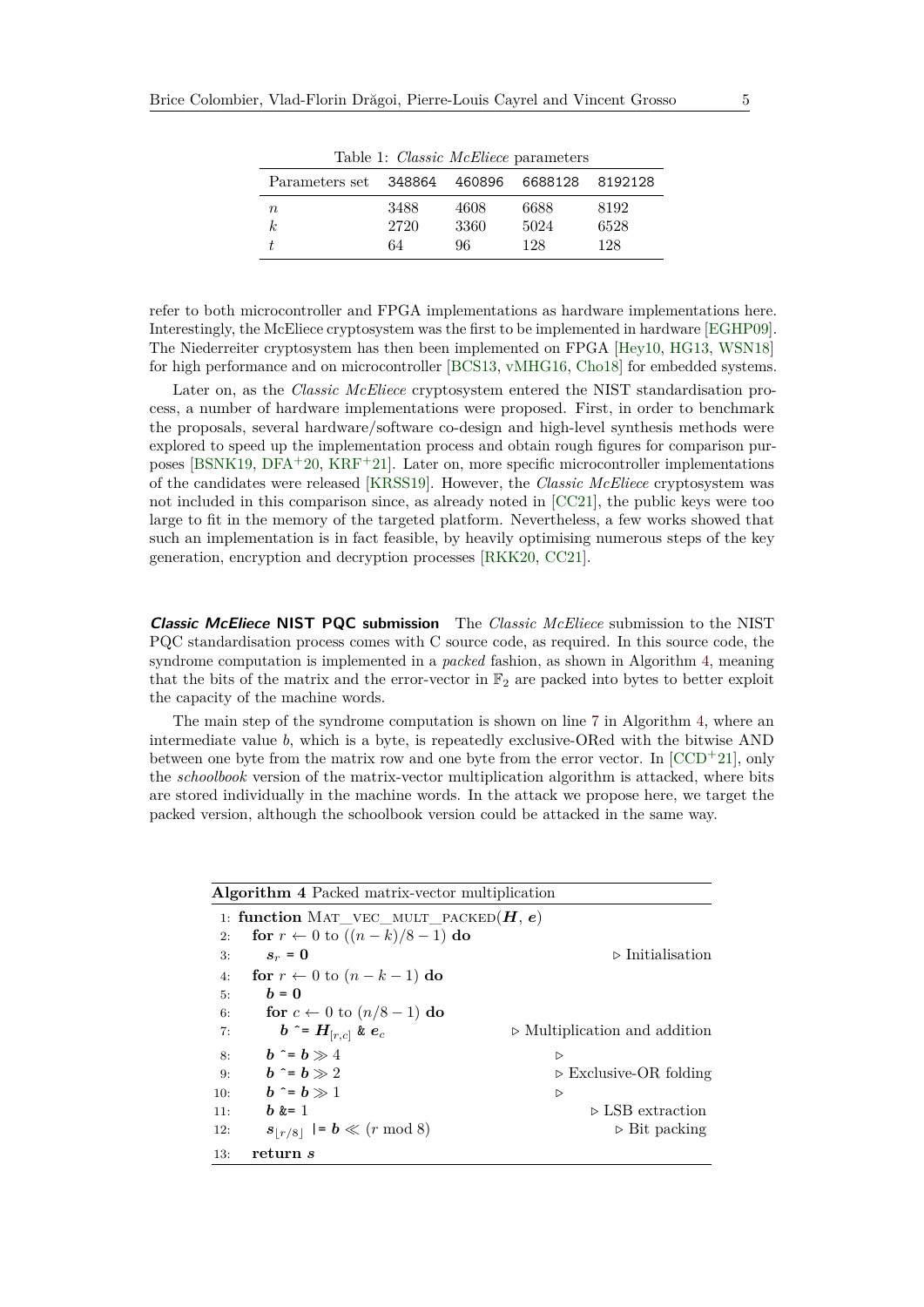Table 1: *Classic McEliece* parameters

| Parameters set | 348864 | 460896 | 6688128 | 8192128 |
|---|---|---|---|---|
| $n$ | 3488 | 4608 | 6688 | 8192 |
| $k$ | 2720 | 3360 | 5024 | 6528 |
| $t$ | 64 | 96 | 128 | 128 |

refer to both microcontroller and FPGA implementations as hardware implementations here. Interestingly, the McEliece cryptosystem was the first to be implemented in hardware [EGHP09]. The Niederreiter cryptosystem has then been implemented on FPGA [Hey10, HG13, WSN18] for high performance and on microcontroller [BCS13, vMHG16, Cho18] for embedded systems.

Later on, as the *Classic McEliece* cryptosystem entered the NIST standardisation process, a number of hardware implementations were proposed. First, in order to benchmark the proposals, several hardware/software co-design and high-level synthesis methods were explored to speed up the implementation process and obtain rough figures for comparison purposes [BSNK19, DFA+20, KRF+21]. Later on, more specific microcontroller implementations of the candidates were released [KRSS19]. However, the *Classic McEliece* cryptosystem was not included in this comparison since, as already noted in [CC21], the public keys were too large to fit in the memory of the targeted platform. Nevertheless, a few works showed that such an implementation is in fact feasible, by heavily optimising numerous steps of the key generation, encryption and decryption processes [RKK20, CC21].

**_Classic McEliece_ NIST PQC submission** The *Classic McEliece* submission to the NIST PQC standardisation process comes with C source code, as required. In this source code, the syndrome computation is implemented in a *packed* fashion, as shown in Algorithm 4, meaning that the bits of the matrix and the error-vector in $\mathbb{F}_2$ are packed into bytes to better exploit the capacity of the machine words.

The main step of the syndrome computation is shown on line 7 in Algorithm 4, where an intermediate value $b$, which is a byte, is repeatedly exclusive-ORed with the bitwise AND between one byte from the matrix row and one byte from the error vector. In [CCD+21], only the *schoolbook* version of the matrix-vector multiplication algorithm is attacked, where bits are stored individually in the machine words. In the attack we propose here, we target the packed version, although the schoolbook version could be attacked in the same way.

**Algorithm 4** Packed matrix-vector multiplication

```
 1: function MAT_VEC_MULT_PACKED(H, e)
 2:   for r ← 0 to ((n − k)/8 − 1) do
 3:     s_r = 0                                   ▷ Initialisation
 4:   for r ← 0 to (n − k − 1) do
 5:     b = 0
 6:     for c ← 0 to (n/8 − 1) do
 7:       b ^= H_[r,c] & e_c                       ▷ Multiplication and addition
 8:     b ^= b ≫ 4                                 ▷
 9:     b ^= b ≫ 2                                 ▷ Exclusive-OR folding
10:     b ^= b ≫ 1                                 ▷
11:     b &= 1                                     ▷ LSB extraction
12:     s_⌊r/8⌋ |= b ≪ (r mod 8)                   ▷ Bit packing
13:   return s
```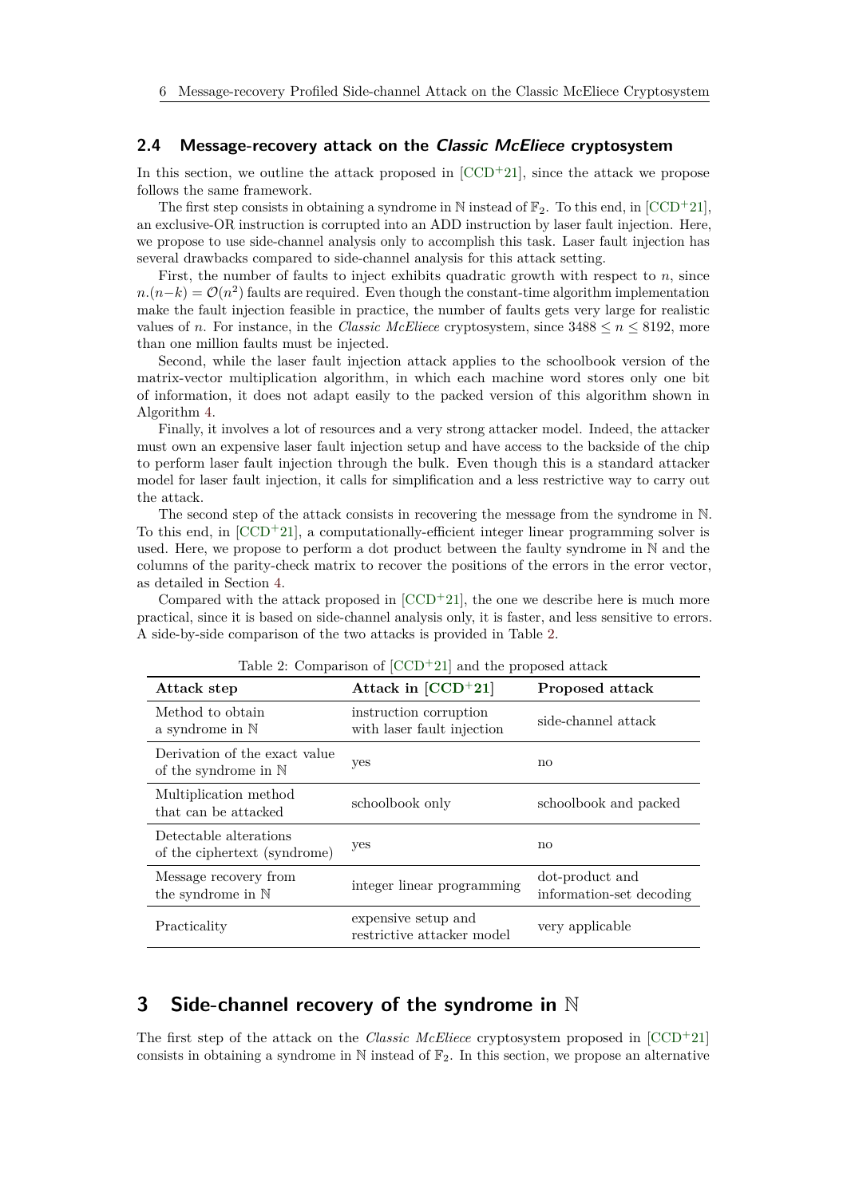### 2.4 Message-recovery attack on the *Classic McEliece* cryptosystem

In this section, we outline the attack proposed in [CCD+21], since the attack we propose follows the same framework.

The first step consists in obtaining a syndrome in $\mathbb{N}$ instead of $\mathbb{F}_2$. To this end, in [CCD+21], an exclusive-OR instruction is corrupted into an ADD instruction by laser fault injection. Here, we propose to use side-channel analysis only to accomplish this task. Laser fault injection has several drawbacks compared to side-channel analysis for this attack setting.

First, the number of faults to inject exhibits quadratic growth with respect to $n$, since $n.(n-k) = \mathcal{O}(n^2)$ faults are required. Even though the constant-time algorithm implementation make the fault injection feasible in practice, the number of faults gets very large for realistic values of $n$. For instance, in the *Classic McEliece* cryptosystem, since $3488 \leq n \leq 8192$, more than one million faults must be injected.

Second, while the laser fault injection attack applies to the schoolbook version of the matrix-vector multiplication algorithm, in which each machine word stores only one bit of information, it does not adapt easily to the packed version of this algorithm shown in Algorithm 4.

Finally, it involves a lot of resources and a very strong attacker model. Indeed, the attacker must own an expensive laser fault injection setup and have access to the backside of the chip to perform laser fault injection through the bulk. Even though this is a standard attacker model for laser fault injection, it calls for simplification and a less restrictive way to carry out the attack.

The second step of the attack consists in recovering the message from the syndrome in $\mathbb{N}$. To this end, in [CCD+21], a computationally-efficient integer linear programming solver is used. Here, we propose to perform a dot product between the faulty syndrome in $\mathbb{N}$ and the columns of the parity-check matrix to recover the positions of the errors in the error vector, as detailed in Section 4.

Compared with the attack proposed in [CCD+21], the one we describe here is much more practical, since it is based on side-channel analysis only, it is faster, and less sensitive to errors. A side-by-side comparison of the two attacks is provided in Table 2.

Table 2: Comparison of [CCD+21] and the proposed attack

| **Attack step** | **Attack in [CCD+21]** | **Proposed attack** |
|---|---|---|
| Method to obtain a syndrome in $\mathbb{N}$ | instruction corruption with laser fault injection | side-channel attack |
| Derivation of the exact value of the syndrome in $\mathbb{N}$ | yes | no |
| Multiplication method that can be attacked | schoolbook only | schoolbook and packed |
| Detectable alterations of the ciphertext (syndrome) | yes | no |
| Message recovery from the syndrome in $\mathbb{N}$ | integer linear programming | dot-product and information-set decoding |
| Practicality | expensive setup and restrictive attacker model | very applicable |

## 3 Side-channel recovery of the syndrome in $\mathbb{N}$

The first step of the attack on the *Classic McEliece* cryptosystem proposed in [CCD+21] consists in obtaining a syndrome in $\mathbb{N}$ instead of $\mathbb{F}_2$. In this section, we propose an alternative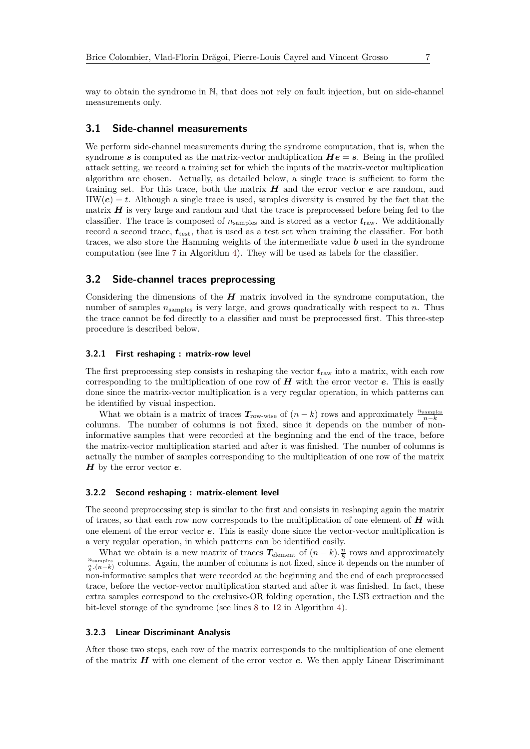way to obtain the syndrome in $\mathbb{N}$, that does not rely on fault injection, but on side-channel measurements only.

## 3.1 Side-channel measurements

We perform side-channel measurements during the syndrome computation, that is, when the syndrome $\boldsymbol{s}$ is computed as the matrix-vector multiplication $\boldsymbol{He} = \boldsymbol{s}$. Being in the profiled attack setting, we record a training set for which the inputs of the matrix-vector multiplication algorithm are chosen. Actually, as detailed below, a single trace is sufficient to form the training set. For this trace, both the matrix $\boldsymbol{H}$ and the error vector $\boldsymbol{e}$ are random, and $\mathrm{HW}(\boldsymbol{e}) = t$. Although a single trace is used, samples diversity is ensured by the fact that the matrix $\boldsymbol{H}$ is very large and random and that the trace is preprocessed before being fed to the classifier. The trace is composed of $n_{\text{samples}}$ and is stored as a vector $\boldsymbol{t}_{\text{raw}}$. We additionally record a second trace, $\boldsymbol{t}_{\text{test}}$, that is used as a test set when training the classifier. For both traces, we also store the Hamming weights of the intermediate value $\boldsymbol{b}$ used in the syndrome computation (see line 7 in Algorithm 4). They will be used as labels for the classifier.

## 3.2 Side-channel traces preprocessing

Considering the dimensions of the $\boldsymbol{H}$ matrix involved in the syndrome computation, the number of samples $n_{\text{samples}}$ is very large, and grows quadratically with respect to $n$. Thus the trace cannot be fed directly to a classifier and must be preprocessed first. This three-step procedure is described below.

### 3.2.1 First reshaping : matrix-row level

The first preprocessing step consists in reshaping the vector $\boldsymbol{t}_{\text{raw}}$ into a matrix, with each row corresponding to the multiplication of one row of $\boldsymbol{H}$ with the error vector $\boldsymbol{e}$. This is easily done since the matrix-vector multiplication is a very regular operation, in which patterns can be identified by visual inspection.

What we obtain is a matrix of traces $\boldsymbol{T}_{\text{row-wise}}$ of $(n-k)$ rows and approximately $\frac{n_{\text{samples}}}{n-k}$ columns. The number of columns is not fixed, since it depends on the number of non-informative samples that were recorded at the beginning and the end of the trace, before the matrix-vector multiplication started and after it was finished. The number of columns is actually the number of samples corresponding to the multiplication of one row of the matrix $\boldsymbol{H}$ by the error vector $\boldsymbol{e}$.

### 3.2.2 Second reshaping : matrix-element level

The second preprocessing step is similar to the first and consists in reshaping again the matrix of traces, so that each row now corresponds to the multiplication of one element of $\boldsymbol{H}$ with one element of the error vector $\boldsymbol{e}$. This is easily done since the vector-vector multiplication is a very regular operation, in which patterns can be identified easily.

What we obtain is a new matrix of traces $\boldsymbol{T}_{\text{element}}$ of $(n-k).\frac{n}{8}$ rows and approximately $\frac{n_{\text{samples}}}{\frac{n}{8}.(n-k)}$ columns. Again, the number of columns is not fixed, since it depends on the number of non-informative samples that were recorded at the beginning and the end of each preprocessed trace, before the vector-vector multiplication started and after it was finished. In fact, these extra samples correspond to the exclusive-OR folding operation, the LSB extraction and the bit-level storage of the syndrome (see lines 8 to 12 in Algorithm 4).

### 3.2.3 Linear Discriminant Analysis

After those two steps, each row of the matrix corresponds to the multiplication of one element of the matrix $\boldsymbol{H}$ with one element of the error vector $\boldsymbol{e}$. We then apply Linear Discriminant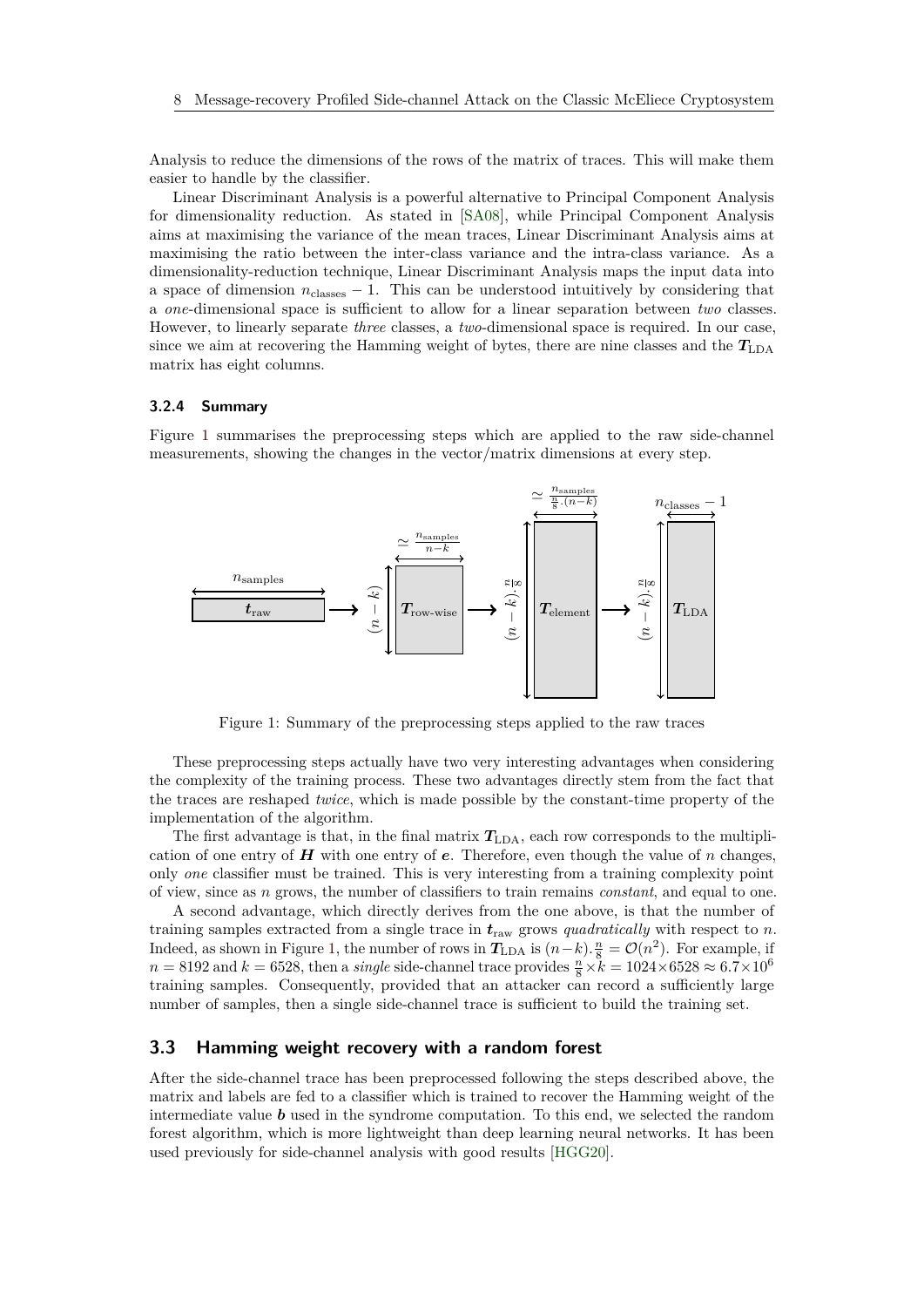Analysis to reduce the dimensions of the rows of the matrix of traces. This will make them easier to handle by the classifier.

Linear Discriminant Analysis is a powerful alternative to Principal Component Analysis for dimensionality reduction. As stated in [SA08], while Principal Component Analysis aims at maximising the variance of the mean traces, Linear Discriminant Analysis aims at maximising the ratio between the inter-class variance and the intra-class variance. As a dimensionality-reduction technique, Linear Discriminant Analysis maps the input data into a space of dimension $n_{\text{classes}} - 1$. This can be understood intuitively by considering that a *one*-dimensional space is sufficient to allow for a linear separation between *two* classes. However, to linearly separate *three* classes, a *two*-dimensional space is required. In our case, since we aim at recovering the Hamming weight of bytes, there are nine classes and the $\boldsymbol{T}_{\text{LDA}}$ matrix has eight columns.

#### 3.2.4 Summary

Figure 1 summarises the preprocessing steps which are applied to the raw side-channel measurements, showing the changes in the vector/matrix dimensions at every step.

Figure 1: Summary of the preprocessing steps applied to the raw traces

These preprocessing steps actually have two very interesting advantages when considering the complexity of the training process. These two advantages directly stem from the fact that the traces are reshaped *twice*, which is made possible by the constant-time property of the implementation of the algorithm.

The first advantage is that, in the final matrix $\boldsymbol{T}_{\text{LDA}}$, each row corresponds to the multiplication of one entry of $\boldsymbol{H}$ with one entry of $\boldsymbol{e}$. Therefore, even though the value of $n$ changes, only *one* classifier must be trained. This is very interesting from a training complexity point of view, since as $n$ grows, the number of classifiers to train remains *constant*, and equal to one.

A second advantage, which directly derives from the one above, is that the number of training samples extracted from a single trace in $\boldsymbol{t}_{\text{raw}}$ grows *quadratically* with respect to $n$. Indeed, as shown in Figure 1, the number of rows in $\boldsymbol{T}_{\text{LDA}}$ is $(n-k).\frac{n}{8} = \mathcal{O}(n^2)$. For example, if $n = 8192$ and $k = 6528$, then a *single* side-channel trace provides $\frac{n}{8} \times k = 1024 \times 6528 \approx 6.7 \times 10^6$ training samples. Consequently, provided that an attacker can record a sufficiently large number of samples, then a single side-channel trace is sufficient to build the training set.

### 3.3 Hamming weight recovery with a random forest

After the side-channel trace has been preprocessed following the steps described above, the matrix and labels are fed to a classifier which is trained to recover the Hamming weight of the intermediate value $\boldsymbol{b}$ used in the syndrome computation. To this end, we selected the random forest algorithm, which is more lightweight than deep learning neural networks. It has been used previously for side-channel analysis with good results [HGG20].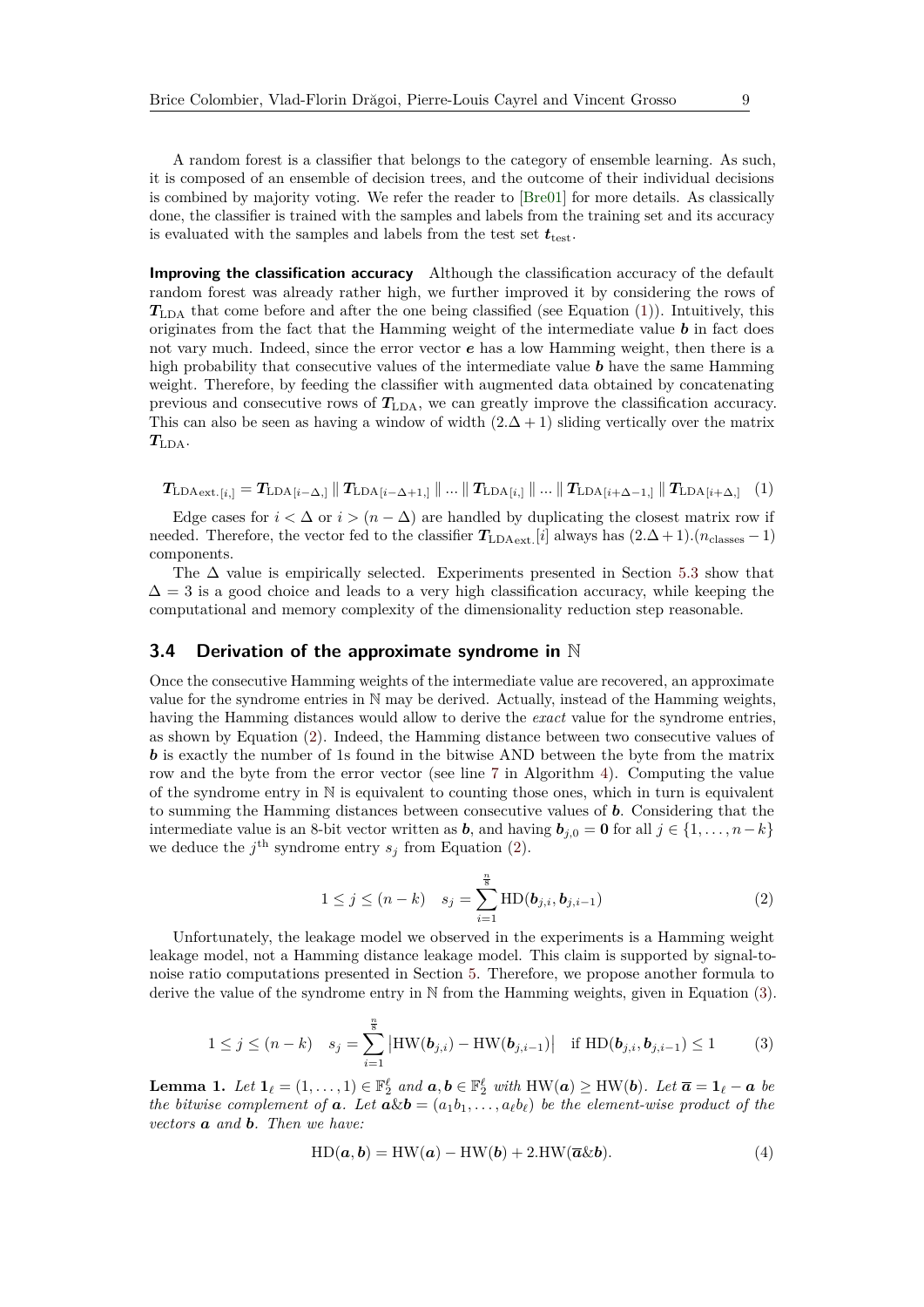A random forest is a classifier that belongs to the category of ensemble learning. As such, it is composed of an ensemble of decision trees, and the outcome of their individual decisions is combined by majority voting. We refer the reader to [Bre01] for more details. As classically done, the classifier is trained with the samples and labels from the training set and its accuracy is evaluated with the samples and labels from the test set $\boldsymbol{t}_{\text{test}}$.

**Improving the classification accuracy** Although the classification accuracy of the default random forest was already rather high, we further improved it by considering the rows of $\boldsymbol{T}_{\text{LDA}}$ that come before and after the one being classified (see Equation (1)). Intuitively, this originates from the fact that the Hamming weight of the intermediate value $\boldsymbol{b}$ in fact does not vary much. Indeed, since the error vector $\boldsymbol{e}$ has a low Hamming weight, then there is a high probability that consecutive values of the intermediate value $\boldsymbol{b}$ have the same Hamming weight. Therefore, by feeding the classifier with augmented data obtained by concatenating previous and consecutive rows of $\boldsymbol{T}_{\text{LDA}}$, we can greatly improve the classification accuracy. This can also be seen as having a window of width $(2.\Delta + 1)$ sliding vertically over the matrix $\boldsymbol{T}_{\text{LDA}}$.

$$\boldsymbol{T}_{\text{LDA}\text{ext.}[i,]} = \boldsymbol{T}_{\text{LDA}[i-\Delta,]} \parallel \boldsymbol{T}_{\text{LDA}[i-\Delta+1,]} \parallel ... \parallel \boldsymbol{T}_{\text{LDA}[i,]} \parallel ... \parallel \boldsymbol{T}_{\text{LDA}[i+\Delta-1,]} \parallel \boldsymbol{T}_{\text{LDA}[i+\Delta,]} \quad (1)$$

Edge cases for $i < \Delta$ or $i > (n - \Delta)$ are handled by duplicating the closest matrix row if needed. Therefore, the vector fed to the classifier $\boldsymbol{T}_{\text{LDA}\text{ext.}}[i]$ always has $(2.\Delta+1).(n_{\text{classes}} - 1)$ components.

The $\Delta$ value is empirically selected. Experiments presented in Section 5.3 show that $\Delta = 3$ is a good choice and leads to a very high classification accuracy, while keeping the computational and memory complexity of the dimensionality reduction step reasonable.

### 3.4 Derivation of the approximate syndrome in $\mathbb{N}$

Once the consecutive Hamming weights of the intermediate value are recovered, an approximate value for the syndrome entries in $\mathbb{N}$ may be derived. Actually, instead of the Hamming weights, having the Hamming distances would allow to derive the *exact* value for the syndrome entries, as shown by Equation (2). Indeed, the Hamming distance between two consecutive values of $\boldsymbol{b}$ is exactly the number of 1s found in the bitwise AND between the byte from the matrix row and the byte from the error vector (see line 7 in Algorithm 4). Computing the value of the syndrome entry in $\mathbb{N}$ is equivalent to counting those ones, which in turn is equivalent to summing the Hamming distances between consecutive values of $\boldsymbol{b}$. Considering that the intermediate value is an 8-bit vector written as $\boldsymbol{b}$, and having $\boldsymbol{b}_{j,0} = \boldsymbol{0}$ for all $j \in \{1, \ldots, n-k\}$ we deduce the $j^{\text{th}}$ syndrome entry $s_j$ from Equation (2).

$$1 \leq j \leq (n-k) \quad s_j = \sum_{i=1}^{\frac{n}{8}} \text{HD}(\boldsymbol{b}_{j,i}, \boldsymbol{b}_{j,i-1}) \tag{2}$$

Unfortunately, the leakage model we observed in the experiments is a Hamming weight leakage model, not a Hamming distance leakage model. This claim is supported by signal-to-noise ratio computations presented in Section 5. Therefore, we propose another formula to derive the value of the syndrome entry in $\mathbb{N}$ from the Hamming weights, given in Equation (3).

$$1 \leq j \leq (n-k) \quad s_j = \sum_{i=1}^{\frac{n}{8}} \left|\text{HW}(\boldsymbol{b}_{j,i}) - \text{HW}(\boldsymbol{b}_{j,i-1})\right| \quad \text{if } \text{HD}(\boldsymbol{b}_{j,i}, \boldsymbol{b}_{j,i-1}) \leq 1 \tag{3}$$

**Lemma 1.** *Let $\boldsymbol{1}_\ell = (1, \ldots, 1) \in \mathbb{F}_2^\ell$ and $\boldsymbol{a}, \boldsymbol{b} \in \mathbb{F}_2^\ell$ with $\text{HW}(\boldsymbol{a}) \geq \text{HW}(\boldsymbol{b})$. Let $\overline{\boldsymbol{a}} = \boldsymbol{1}_\ell - \boldsymbol{a}$ be the bitwise complement of $\boldsymbol{a}$. Let $\boldsymbol{a}\&\boldsymbol{b} = (a_1b_1, \ldots, a_\ell b_\ell)$ be the element-wise product of the vectors $\boldsymbol{a}$ and $\boldsymbol{b}$. Then we have:*

$$\text{HD}(\boldsymbol{a}, \boldsymbol{b}) = \text{HW}(\boldsymbol{a}) - \text{HW}(\boldsymbol{b}) + 2.\text{HW}(\overline{\boldsymbol{a}}\&\boldsymbol{b}). \tag{4}$$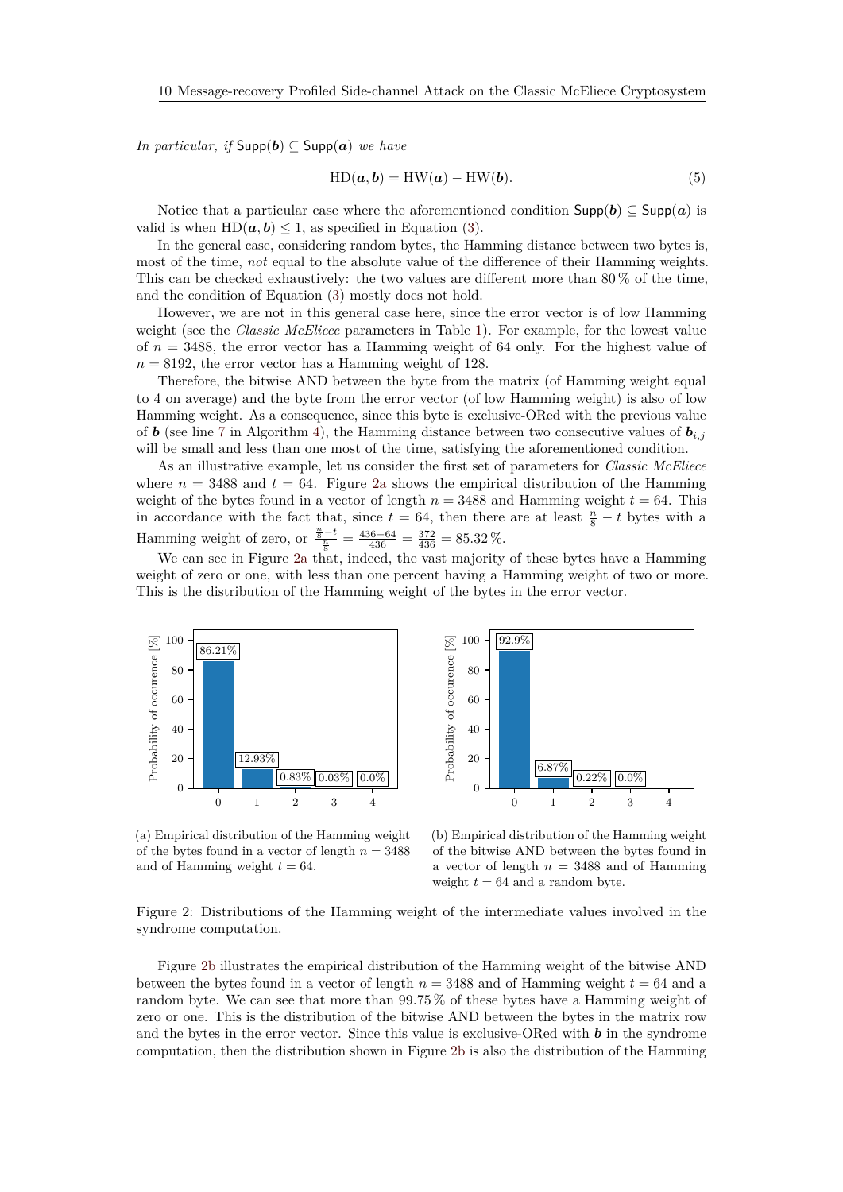*In particular, if* $\mathsf{Supp}(\boldsymbol{b}) \subseteq \mathsf{Supp}(\boldsymbol{a})$ *we have*

$$\mathrm{HD}(\boldsymbol{a}, \boldsymbol{b}) = \mathrm{HW}(\boldsymbol{a}) - \mathrm{HW}(\boldsymbol{b}). \tag{5}$$

Notice that a particular case where the aforementioned condition $\mathsf{Supp}(\boldsymbol{b}) \subseteq \mathsf{Supp}(\boldsymbol{a})$ is valid is when $\mathrm{HD}(\boldsymbol{a}, \boldsymbol{b}) \leq 1$, as specified in Equation (3).

In the general case, considering random bytes, the Hamming distance between two bytes is, most of the time, *not* equal to the absolute value of the difference of their Hamming weights. This can be checked exhaustively: the two values are different more than 80 % of the time, and the condition of Equation (3) mostly does not hold.

However, we are not in this general case here, since the error vector is of low Hamming weight (see the *Classic McEliece* parameters in Table 1). For example, for the lowest value of $n = 3488$, the error vector has a Hamming weight of 64 only. For the highest value of $n = 8192$, the error vector has a Hamming weight of 128.

Therefore, the bitwise AND between the byte from the matrix (of Hamming weight equal to 4 on average) and the byte from the error vector (of low Hamming weight) is also of low Hamming weight. As a consequence, since this byte is exclusive-ORed with the previous value of $\boldsymbol{b}$ (see line 7 in Algorithm 4), the Hamming distance between two consecutive values of $\boldsymbol{b}_{i,j}$ will be small and less than one most of the time, satisfying the aforementioned condition.

As an illustrative example, let us consider the first set of parameters for *Classic McEliece* where $n = 3488$ and $t = 64$. Figure 2a shows the empirical distribution of the Hamming weight of the bytes found in a vector of length $n = 3488$ and Hamming weight $t = 64$. This in accordance with the fact that, since $t = 64$, then there are at least $\frac{n}{8} - t$ bytes with a Hamming weight of zero, or $\frac{\frac{n}{8}-t}{\frac{n}{8}} = \frac{436-64}{436} = \frac{372}{436} = 85.32\,\%$.

We can see in Figure 2a that, indeed, the vast majority of these bytes have a Hamming weight of zero or one, with less than one percent having a Hamming weight of two or more. This is the distribution of the Hamming weight of the bytes in the error vector.

| Hamming weight | 0 | 1 | 2 | 3 | 4 |
|---|---|---|---|---|---|
| Probability of occurence [%] | 86.21% | 12.93% | 0.83% | 0.03% | 0.0% |

(a) Empirical distribution of the Hamming weight of the bytes found in a vector of length $n = 3488$ and of Hamming weight $t = 64$.

| Hamming weight | 0 | 1 | 2 | 3 |
|---|---|---|---|---|
| Probability of occurence [%] | 92.9% | 6.87% | 0.22% | 0.0% |

(b) Empirical distribution of the Hamming weight of the bitwise AND between the bytes found in a vector of length $n = 3488$ and of Hamming weight $t = 64$ and a random byte.

Figure 2: Distributions of the Hamming weight of the intermediate values involved in the syndrome computation.

Figure 2b illustrates the empirical distribution of the Hamming weight of the bitwise AND between the bytes found in a vector of length $n = 3488$ and of Hamming weight $t = 64$ and a random byte. We can see that more than 99.75 % of these bytes have a Hamming weight of zero or one. This is the distribution of the bitwise AND between the bytes in the matrix row and the bytes in the error vector. Since this value is exclusive-ORed with $\boldsymbol{b}$ in the syndrome computation, then the distribution shown in Figure 2b is also the distribution of the Hamming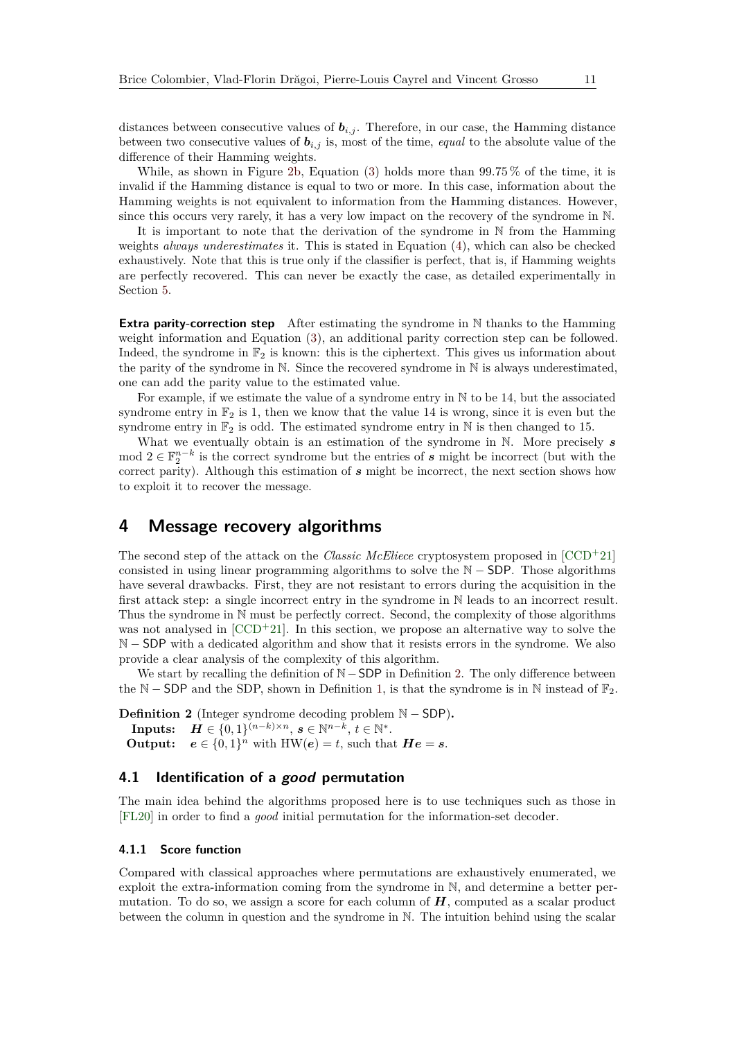distances between consecutive values of $\boldsymbol{b}_{i,j}$. Therefore, in our case, the Hamming distance between two consecutive values of $\boldsymbol{b}_{i,j}$ is, most of the time, *equal* to the absolute value of the difference of their Hamming weights.

While, as shown in Figure 2b, Equation (3) holds more than 99.75 % of the time, it is invalid if the Hamming distance is equal to two or more. In this case, information about the Hamming weights is not equivalent to information from the Hamming distances. However, since this occurs very rarely, it has a very low impact on the recovery of the syndrome in $\mathbb{N}$.

It is important to note that the derivation of the syndrome in $\mathbb{N}$ from the Hamming weights *always underestimates* it. This is stated in Equation (4), which can also be checked exhaustively. Note that this is true only if the classifier is perfect, that is, if Hamming weights are perfectly recovered. This can never be exactly the case, as detailed experimentally in Section 5.

**Extra parity-correction step** After estimating the syndrome in $\mathbb{N}$ thanks to the Hamming weight information and Equation (3), an additional parity correction step can be followed. Indeed, the syndrome in $\mathbb{F}_2$ is known: this is the ciphertext. This gives us information about the parity of the syndrome in $\mathbb{N}$. Since the recovered syndrome in $\mathbb{N}$ is always underestimated, one can add the parity value to the estimated value.

For example, if we estimate the value of a syndrome entry in $\mathbb{N}$ to be 14, but the associated syndrome entry in $\mathbb{F}_2$ is 1, then we know that the value 14 is wrong, since it is even but the syndrome entry in $\mathbb{F}_2$ is odd. The estimated syndrome entry in $\mathbb{N}$ is then changed to 15.

What we eventually obtain is an estimation of the syndrome in $\mathbb{N}$. More precisely $\boldsymbol{s} \bmod 2 \in \mathbb{F}_2^{n-k}$ is the correct syndrome but the entries of $\boldsymbol{s}$ might be incorrect (but with the correct parity). Although this estimation of $\boldsymbol{s}$ might be incorrect, the next section shows how to exploit it to recover the message.

# 4 Message recovery algorithms

The second step of the attack on the *Classic McEliece* cryptosystem proposed in [CCD+21] consisted in using linear programming algorithms to solve the $\mathbb{N}-\mathsf{SDP}$. Those algorithms have several drawbacks. First, they are not resistant to errors during the acquisition in the first attack step: a single incorrect entry in the syndrome in $\mathbb{N}$ leads to an incorrect result. Thus the syndrome in $\mathbb{N}$ must be perfectly correct. Second, the complexity of those algorithms was not analysed in [CCD+21]. In this section, we propose an alternative way to solve the $\mathbb{N}-\mathsf{SDP}$ with a dedicated algorithm and show that it resists errors in the syndrome. We also provide a clear analysis of the complexity of this algorithm.

We start by recalling the definition of $\mathbb{N}-\mathsf{SDP}$ in Definition 2. The only difference between the $\mathbb{N}-\mathsf{SDP}$ and the SDP, shown in Definition 1, is that the syndrome is in $\mathbb{N}$ instead of $\mathbb{F}_2$.

**Definition 2** (Integer syndrome decoding problem $\mathbb{N}-\mathsf{SDP}$)**.**
**Inputs:** $\boldsymbol{H} \in \{0,1\}^{(n-k)\times n}$, $\boldsymbol{s} \in \mathbb{N}^{n-k}$, $t \in \mathbb{N}^*$.
**Output:** $\boldsymbol{e} \in \{0,1\}^n$ with $\mathrm{HW}(\boldsymbol{e}) = t$, such that $\boldsymbol{He} = \boldsymbol{s}$.

## 4.1 Identification of a *good* permutation

The main idea behind the algorithms proposed here is to use techniques such as those in [FL20] in order to find a *good* initial permutation for the information-set decoder.

### 4.1.1 Score function

Compared with classical approaches where permutations are exhaustively enumerated, we exploit the extra-information coming from the syndrome in $\mathbb{N}$, and determine a better permutation. To do so, we assign a score for each column of $\boldsymbol{H}$, computed as a scalar product between the column in question and the syndrome in $\mathbb{N}$. The intuition behind using the scalar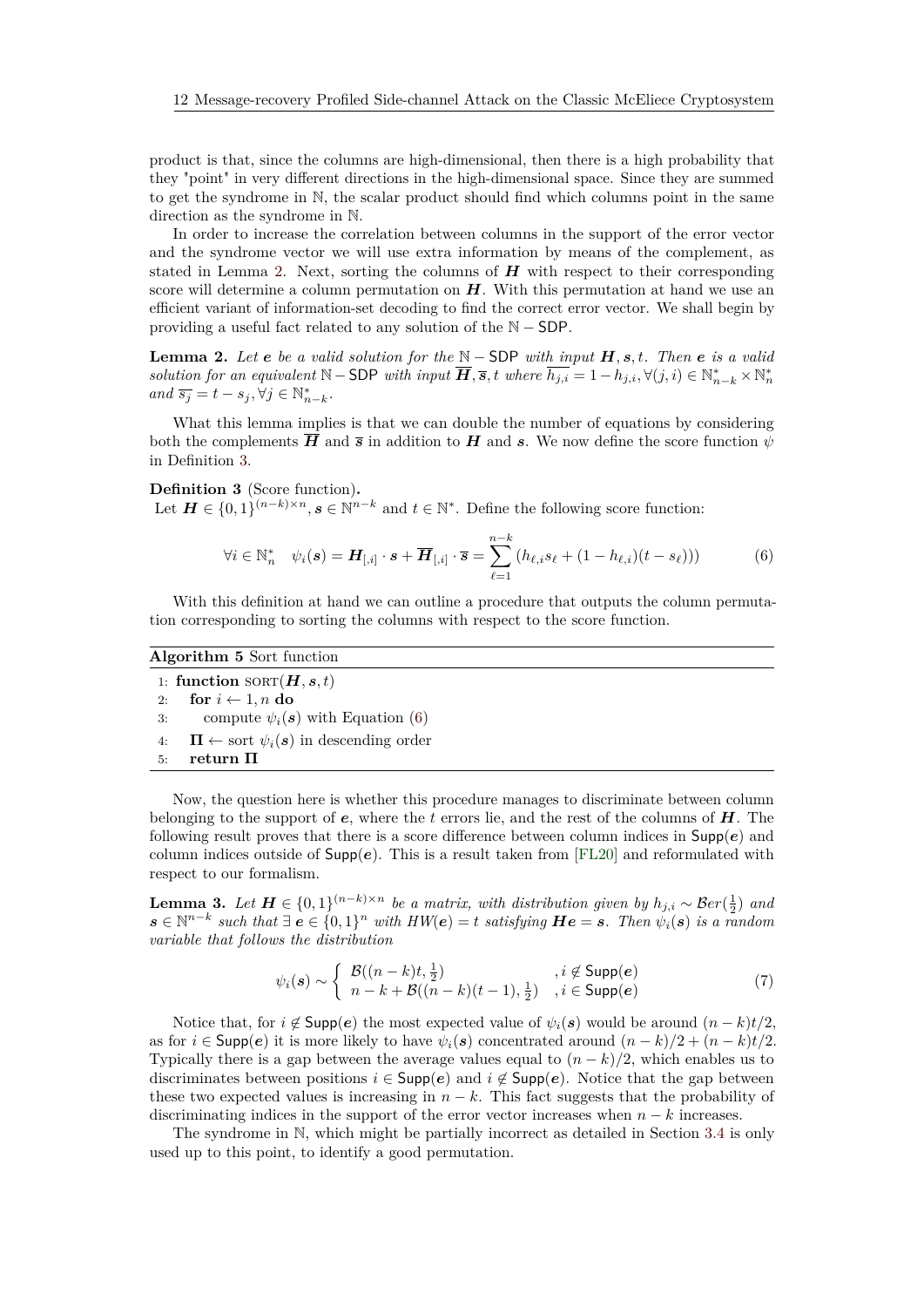product is that, since the columns are high-dimensional, then there is a high probability that they "point" in very different directions in the high-dimensional space. Since they are summed to get the syndrome in $\mathbb{N}$, the scalar product should find which columns point in the same direction as the syndrome in $\mathbb{N}$.

In order to increase the correlation between columns in the support of the error vector and the syndrome vector we will use extra information by means of the complement, as stated in Lemma 2. Next, sorting the columns of $\boldsymbol{H}$ with respect to their corresponding score will determine a column permutation on $\boldsymbol{H}$. With this permutation at hand we use an efficient variant of information-set decoding to find the correct error vector. We shall begin by providing a useful fact related to any solution of the $\mathbb{N}-\mathsf{SDP}$.

**Lemma 2.** *Let $\boldsymbol{e}$ be a valid solution for the $\mathbb{N}-\mathsf{SDP}$ with input $\boldsymbol{H}, \boldsymbol{s}, t$. Then $\boldsymbol{e}$ is a valid solution for an equivalent $\mathbb{N}-\mathsf{SDP}$ with input $\overline{\boldsymbol{H}}, \overline{\boldsymbol{s}}, t$ where $\overline{h_{j,i}} = 1 - h_{j,i}, \forall (j,i) \in \mathbb{N}^*_{n-k} \times \mathbb{N}^*_n$ and $\overline{s_j} = t - s_j, \forall j \in \mathbb{N}^*_{n-k}$.*

What this lemma implies is that we can double the number of equations by considering both the complements $\overline{\boldsymbol{H}}$ and $\overline{\boldsymbol{s}}$ in addition to $\boldsymbol{H}$ and $\boldsymbol{s}$. We now define the score function $\psi$ in Definition 3.

**Definition 3** (Score function)**.**
Let $\boldsymbol{H} \in \{0,1\}^{(n-k)\times n}, \boldsymbol{s} \in \mathbb{N}^{n-k}$ and $t \in \mathbb{N}^*$. Define the following score function:

$$\forall i \in \mathbb{N}^*_n \quad \psi_i(\boldsymbol{s}) = \boldsymbol{H}_{[,i]} \cdot \boldsymbol{s} + \overline{\boldsymbol{H}}_{[,i]} \cdot \overline{\boldsymbol{s}} = \sum_{\ell=1}^{n-k} \left(h_{\ell,i}s_\ell + (1-h_{\ell,i})(t-s_\ell)\right) \tag{6}$$

With this definition at hand we can outline a procedure that outputs the column permutation corresponding to sorting the columns with respect to the score function.

**Algorithm 5** Sort function

```
1: function SORT(H, s, t)
2:   for i ← 1, n do
3:     compute ψ_i(s) with Equation (6)
4:   Π ← sort ψ_i(s) in descending order
5:   return Π
```

Now, the question here is whether this procedure manages to discriminate between column belonging to the support of $\boldsymbol{e}$, where the $t$ errors lie, and the rest of the columns of $\boldsymbol{H}$. The following result proves that there is a score difference between column indices in $\mathsf{Supp}(\boldsymbol{e})$ and column indices outside of $\mathsf{Supp}(\boldsymbol{e})$. This is a result taken from [FL20] and reformulated with respect to our formalism.

**Lemma 3.** *Let $\boldsymbol{H} \in \{0,1\}^{(n-k)\times n}$ be a matrix, with distribution given by $h_{j,i} \sim \mathcal{B}er(\frac{1}{2})$ and $\boldsymbol{s} \in \mathbb{N}^{n-k}$ such that $\exists\ \boldsymbol{e} \in \{0,1\}^n$ with $HW(\boldsymbol{e}) = t$ satisfying $\boldsymbol{He} = \boldsymbol{s}$. Then $\psi_i(\boldsymbol{s})$ is a random variable that follows the distribution*

$$\psi_i(\boldsymbol{s}) \sim \begin{cases} \mathcal{B}((n-k)t, \frac{1}{2}) & , i \notin \mathsf{Supp}(\boldsymbol{e}) \\ n-k+\mathcal{B}((n-k)(t-1), \frac{1}{2}) & , i \in \mathsf{Supp}(\boldsymbol{e}) \end{cases} \tag{7}$$

Notice that, for $i \notin \mathsf{Supp}(\boldsymbol{e})$ the most expected value of $\psi_i(\boldsymbol{s})$ would be around $(n-k)t/2$, as for $i \in \mathsf{Supp}(\boldsymbol{e})$ it is more likely to have $\psi_i(\boldsymbol{s})$ concentrated around $(n-k)/2 + (n-k)t/2$. Typically there is a gap between the average values equal to $(n-k)/2$, which enables us to discriminates between positions $i \in \mathsf{Supp}(\boldsymbol{e})$ and $i \notin \mathsf{Supp}(\boldsymbol{e})$. Notice that the gap between these two expected values is increasing in $n-k$. This fact suggests that the probability of discriminating indices in the support of the error vector increases when $n-k$ increases.

The syndrome in $\mathbb{N}$, which might be partially incorrect as detailed in Section 3.4 is only used up to this point, to identify a good permutation.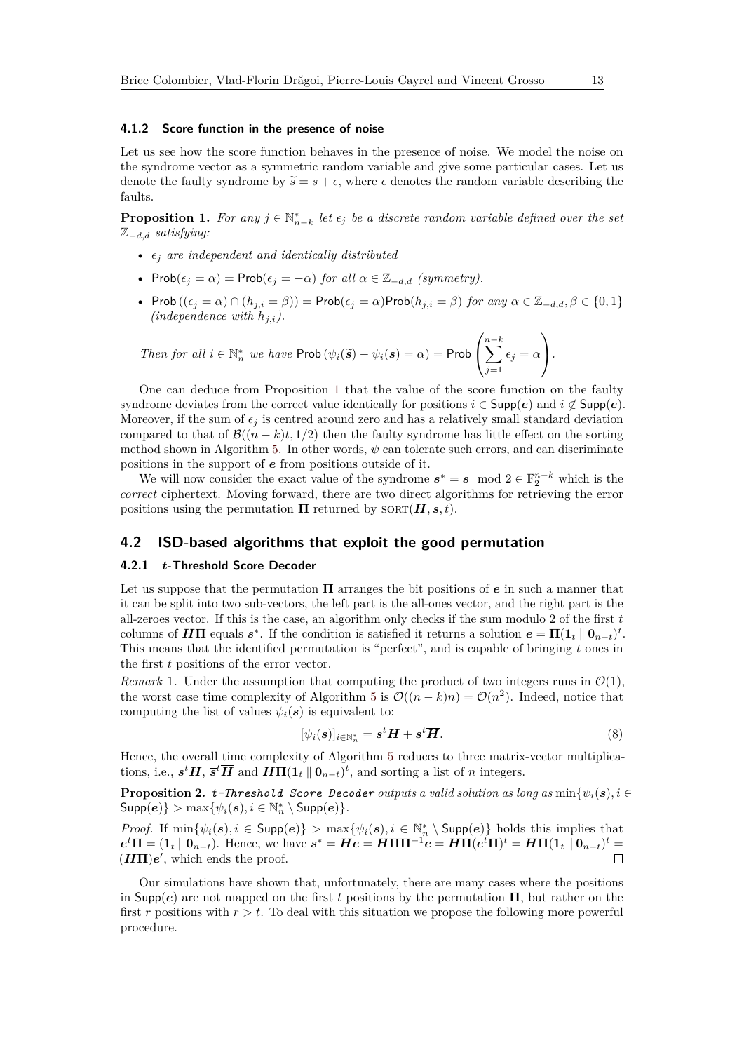#### 4.1.2 Score function in the presence of noise

Let us see how the score function behaves in the presence of noise. We model the noise on the syndrome vector as a symmetric random variable and give some particular cases. Let us denote the faulty syndrome by $\widetilde{s} = s + \epsilon$, where $\epsilon$ denotes the random variable describing the faults.

**Proposition 1.** *For any $j \in \mathbb{N}^*_{n-k}$ let $\epsilon_j$ be a discrete random variable defined over the set $\mathbb{Z}_{-d,d}$ satisfying:*

- *$\epsilon_j$ are independent and identically distributed*
- $\mathsf{Prob}(\epsilon_j = \alpha) = \mathsf{Prob}(\epsilon_j = -\alpha)$ *for all $\alpha \in \mathbb{Z}_{-d,d}$ (symmetry).*
- $\mathsf{Prob}\left((\epsilon_j = \alpha) \cap (h_{j,i} = \beta)\right) = \mathsf{Prob}(\epsilon_j = \alpha)\mathsf{Prob}(h_{j,i} = \beta)$ *for any $\alpha \in \mathbb{Z}_{-d,d}, \beta \in \{0, 1\}$ (independence with $h_{j,i}$).*

*Then for all $i \in \mathbb{N}^*_n$ we have* $\mathsf{Prob}\left(\psi_i(\widetilde{\boldsymbol{s}}) - \psi_i(\boldsymbol{s}) = \alpha\right) = \mathsf{Prob}\left(\sum_{j=1}^{n-k} \epsilon_j = \alpha\right)$.

One can deduce from Proposition 1 that the value of the score function on the faulty syndrome deviates from the correct value identically for positions $i \in \mathsf{Supp}(\boldsymbol{e})$ and $i \notin \mathsf{Supp}(\boldsymbol{e})$. Moreover, if the sum of $\epsilon_j$ is centred around zero and has a relatively small standard deviation compared to that of $\mathcal{B}((n-k)t, 1/2)$ then the faulty syndrome has little effect on the sorting method shown in Algorithm 5. In other words, $\psi$ can tolerate such errors, and can discriminate positions in the support of $\boldsymbol{e}$ from positions outside of it.

We will now consider the exact value of the syndrome $\boldsymbol{s}^* = \boldsymbol{s} \mod 2 \in \mathbb{F}_2^{n-k}$ which is the *correct* ciphertext. Moving forward, there are two direct algorithms for retrieving the error positions using the permutation $\boldsymbol{\Pi}$ returned by $\textsc{sort}(\boldsymbol{H}, \boldsymbol{s}, t)$.

## 4.2 ISD-based algorithms that exploit the good permutation

### 4.2.1 $t$-Threshold Score Decoder

Let us suppose that the permutation $\boldsymbol{\Pi}$ arranges the bit positions of $\boldsymbol{e}$ in such a manner that it can be split into two sub-vectors, the left part is the all-ones vector, and the right part is the all-zeroes vector. If this is the case, an algorithm only checks if the sum modulo 2 of the first $t$ columns of $\boldsymbol{H\Pi}$ equals $\boldsymbol{s}^*$. If the condition is satisfied it returns a solution $\boldsymbol{e} = \boldsymbol{\Pi}(\boldsymbol{1}_t \parallel \boldsymbol{0}_{n-t})^t$. This means that the identified permutation is "perfect", and is capable of bringing $t$ ones in the first $t$ positions of the error vector.

*Remark* 1. Under the assumption that computing the product of two integers runs in $\mathcal{O}(1)$, the worst case time complexity of Algorithm 5 is $\mathcal{O}((n-k)n) = \mathcal{O}(n^2)$. Indeed, notice that computing the list of values $\psi_i(\boldsymbol{s})$ is equivalent to:

$$[\psi_i(\boldsymbol{s})]_{i \in \mathbb{N}^*_n} = \boldsymbol{s}^t \boldsymbol{H} + \overline{\boldsymbol{s}}^t \overline{\boldsymbol{H}}. \tag{8}$$

Hence, the overall time complexity of Algorithm 5 reduces to three matrix-vector multiplications, i.e., $\boldsymbol{s}^t\boldsymbol{H}$, $\overline{\boldsymbol{s}}^t\overline{\boldsymbol{H}}$ and $\boldsymbol{H\Pi}(\boldsymbol{1}_t \parallel \boldsymbol{0}_{n-t})^t$, and sorting a list of $n$ integers.

**Proposition 2.** `t-Threshold Score Decoder` *outputs a valid solution as long as* $\min\{\psi_i(\boldsymbol{s}), i \in \mathsf{Supp}(\boldsymbol{e})\} > \max\{\psi_i(\boldsymbol{s}), i \in \mathbb{N}^*_n \setminus \mathsf{Supp}(\boldsymbol{e})\}$.

*Proof.* If $\min\{\psi_i(\boldsymbol{s}), i \in \mathsf{Supp}(\boldsymbol{e})\} > \max\{\psi_i(\boldsymbol{s}), i \in \mathbb{N}^*_n \setminus \mathsf{Supp}(\boldsymbol{e})\}$ holds this implies that $\boldsymbol{e}^t\boldsymbol{\Pi} = (\boldsymbol{1}_t \parallel \boldsymbol{0}_{n-t})$. Hence, we have $\boldsymbol{s}^* = \boldsymbol{He} = \boldsymbol{H\Pi\Pi}^{-1}\boldsymbol{e} = \boldsymbol{H\Pi}(\boldsymbol{e}^t\boldsymbol{\Pi})^t = \boldsymbol{H\Pi}(\boldsymbol{1}_t \parallel \boldsymbol{0}_{n-t})^t = (\boldsymbol{H\Pi})\boldsymbol{e}'$, which ends the proof. ∎

Our simulations have shown that, unfortunately, there are many cases where the positions in $\mathsf{Supp}(\boldsymbol{e})$ are not mapped on the first $t$ positions by the permutation $\boldsymbol{\Pi}$, but rather on the first $r$ positions with $r > t$. To deal with this situation we propose the following more powerful procedure.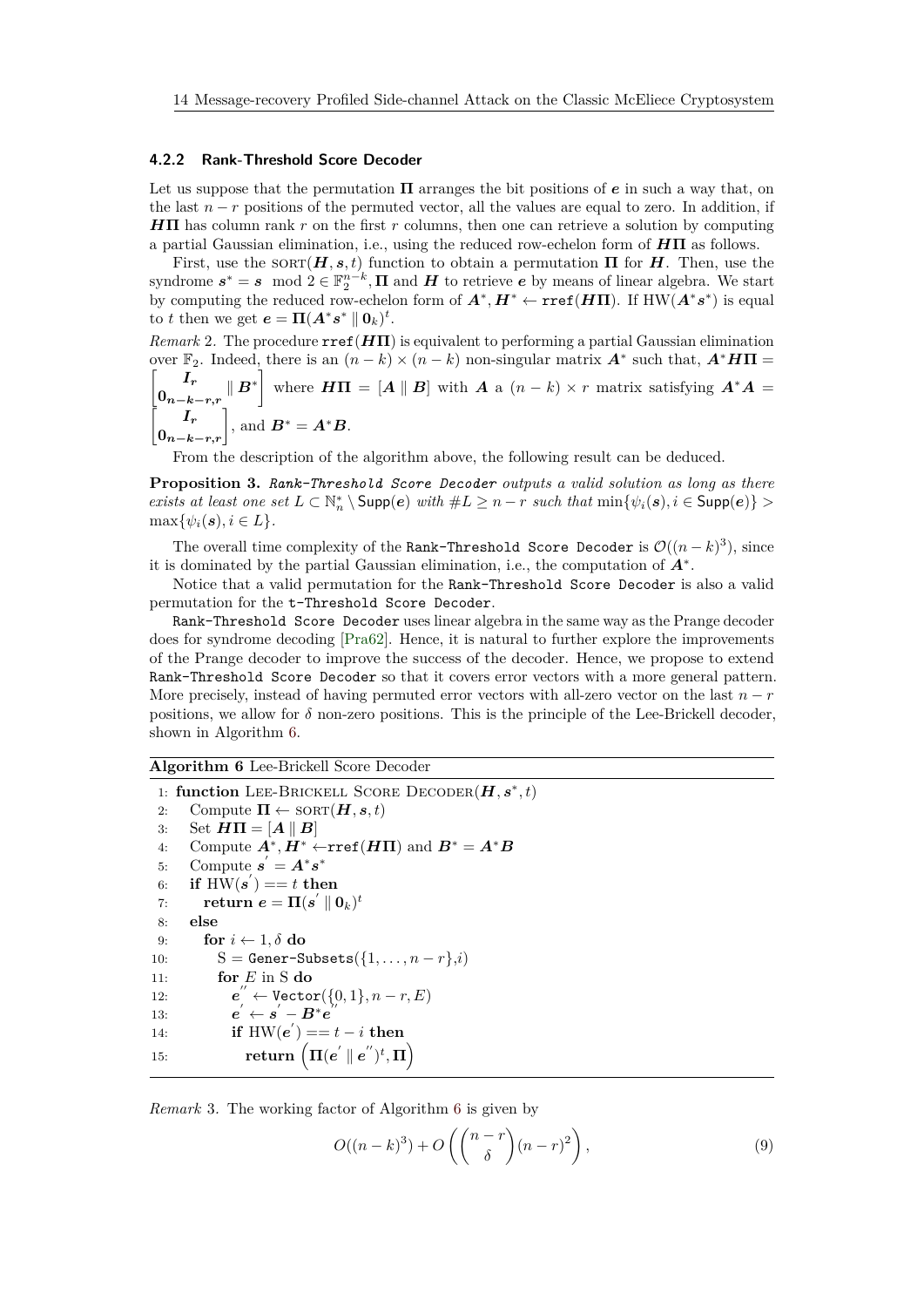#### 4.2.2 Rank-Threshold Score Decoder

Let us suppose that the permutation $\boldsymbol{\Pi}$ arranges the bit positions of $\boldsymbol{e}$ in such a way that, on the last $n-r$ positions of the permuted vector, all the values are equal to zero. In addition, if $\boldsymbol{H\Pi}$ has column rank $r$ on the first $r$ columns, then one can retrieve a solution by computing a partial Gaussian elimination, i.e., using the reduced row-echelon form of $\boldsymbol{H\Pi}$ as follows.

First, use the $\text{SORT}(\boldsymbol{H}, \boldsymbol{s}, t)$ function to obtain a permutation $\boldsymbol{\Pi}$ for $\boldsymbol{H}$. Then, use the syndrome $\boldsymbol{s}^* = \boldsymbol{s} \mod 2 \in \mathbb{F}_2^{n-k}, \boldsymbol{\Pi}$ and $\boldsymbol{H}$ to retrieve $\boldsymbol{e}$ by means of linear algebra. We start by computing the reduced row-echelon form of $\boldsymbol{A}^*, \boldsymbol{H}^* \leftarrow \texttt{rref}(\boldsymbol{H\Pi})$. If $\text{HW}(\boldsymbol{A}^*\boldsymbol{s}^*)$ is equal to $t$ then we get $\boldsymbol{e} = \boldsymbol{\Pi}(\boldsymbol{A}^*\boldsymbol{s}^* \parallel \boldsymbol{0}_k)^t$.

*Remark* 2. The procedure $\texttt{rref}(\boldsymbol{H\Pi})$ is equivalent to performing a partial Gaussian elimination over $\mathbb{F}_2$. Indeed, there is an $(n-k)\times(n-k)$ non-singular matrix $\boldsymbol{A}^*$ such that, $\boldsymbol{A}^*\boldsymbol{H\Pi} = \begin{bmatrix} \boldsymbol{I_r} \\ \boldsymbol{0_{n-k-r,r}} \end{bmatrix} \parallel \boldsymbol{B}^*\Bigg]$ where $\boldsymbol{H\Pi} = [\boldsymbol{A} \parallel \boldsymbol{B}]$ with $\boldsymbol{A}$ a $(n-k)\times r$ matrix satisfying $\boldsymbol{A}^*\boldsymbol{A} = \begin{bmatrix} \boldsymbol{I_r} \\ \boldsymbol{0_{n-k-r,r}} \end{bmatrix}$, and $\boldsymbol{B}^* = \boldsymbol{A}^*\boldsymbol{B}$.

From the description of the algorithm above, the following result can be deduced.

**Proposition 3.** *Rank-Threshold Score Decoder outputs a valid solution as long as there exists at least one set $L \subset \mathbb{N}_n^* \setminus \mathsf{Supp}(\boldsymbol{e})$ with $\#L \geq n-r$ such that $\min\{\psi_i(\boldsymbol{s}), i \in \mathsf{Supp}(\boldsymbol{e})\} > \max\{\psi_i(\boldsymbol{s}), i \in L\}$.*

The overall time complexity of the Rank-Threshold Score Decoder is $\mathcal{O}((n-k)^3)$, since it is dominated by the partial Gaussian elimination, i.e., the computation of $\boldsymbol{A}^*$.

Notice that a valid permutation for the Rank-Threshold Score Decoder is also a valid permutation for the t-Threshold Score Decoder.

Rank-Threshold Score Decoder uses linear algebra in the same way as the Prange decoder does for syndrome decoding [Pra62]. Hence, it is natural to further explore the improvements of the Prange decoder to improve the success of the decoder. Hence, we propose to extend Rank-Threshold Score Decoder so that it covers error vectors with a more general pattern. More precisely, instead of having permuted error vectors with all-zero vector on the last $n-r$ positions, we allow for $\delta$ non-zero positions. This is the principle of the Lee-Brickell decoder, shown in Algorithm 6.

**Algorithm 6** Lee-Brickell Score Decoder

```
 1: function Lee-Brickell Score Decoder(H, s*, t)
 2:     Compute Π ← SORT(H, s, t)
 3:     Set HΠ = [A ∥ B]
 4:     Compute A*, H* ← rref(HΠ) and B* = A*B
 5:     Compute s' = A*s*
 6:     if HW(s') == t then
 7:         return e = Π(s' ∥ 0_k)^t
 8:     else
 9:         for i ← 1, δ do
10:             S = Gener-Subsets({1, . . . , n − r}, i)
11:             for E in S do
12:                 e'' ← Vector({0, 1}, n − r, E)
13:                 e' ← s' − B*e''
14:                 if HW(e') == t − i then
15:                     return (Π(e' ∥ e'')^t, Π)
```

*Remark* 3. The working factor of Algorithm 6 is given by

$$O((n-k)^3) + O\left(\binom{n-r}{\delta}(n-r)^2\right), \tag{9}$$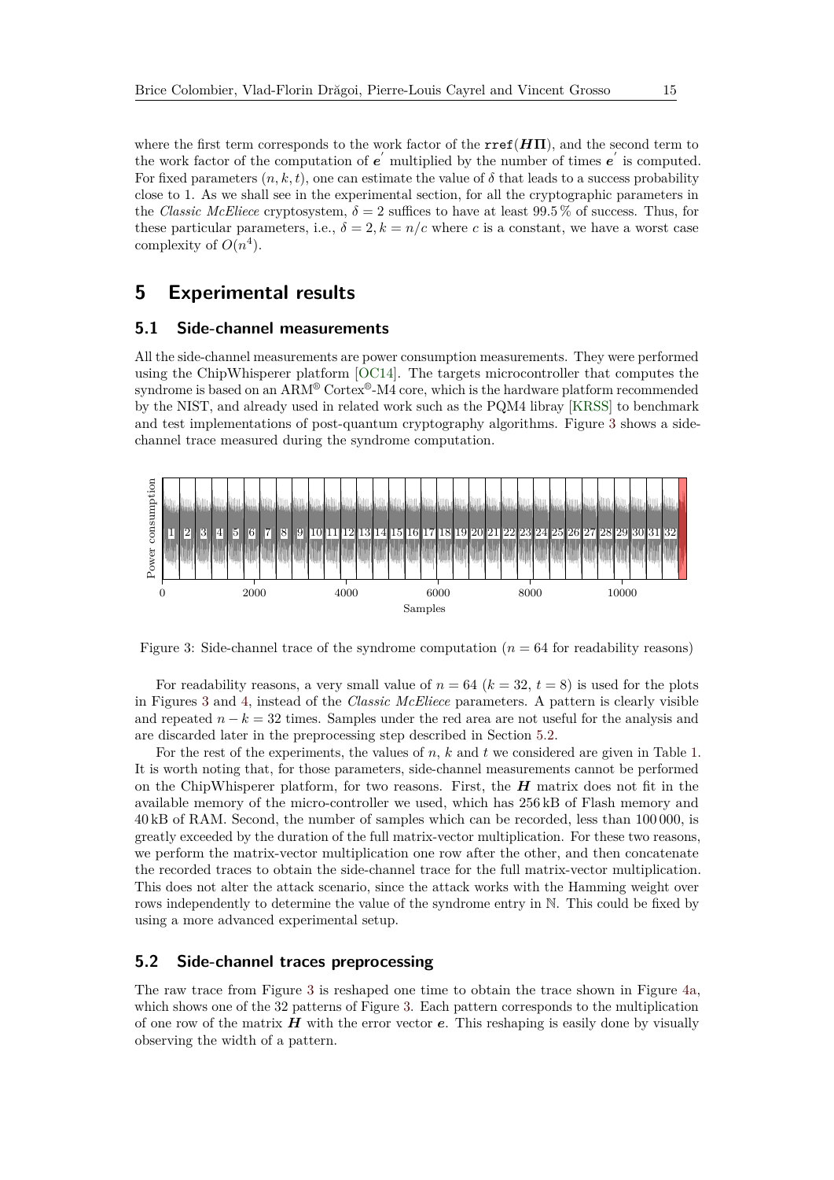where the first term corresponds to the work factor of the $\texttt{rref}(\boldsymbol{H\Pi})$, and the second term to the work factor of the computation of $\boldsymbol{e}'$ multiplied by the number of times $\boldsymbol{e}'$ is computed. For fixed parameters $(n, k, t)$, one can estimate the value of $\delta$ that leads to a success probability close to 1. As we shall see in the experimental section, for all the cryptographic parameters in the *Classic McEliece* cryptosystem, $\delta = 2$ suffices to have at least 99.5 % of success. Thus, for these particular parameters, i.e., $\delta = 2, k = n/c$ where $c$ is a constant, we have a worst case complexity of $O(n^4)$.

## 5 Experimental results

### 5.1 Side-channel measurements

All the side-channel measurements are power consumption measurements. They were performed using the ChipWhisperer platform [OC14]. The targets microcontroller that computes the syndrome is based on an ARM® Cortex®-M4 core, which is the hardware platform recommended by the NIST, and already used in related work such as the PQM4 libray [KRSS] to benchmark and test implementations of post-quantum cryptography algorithms. Figure 3 shows a side-channel trace measured during the syndrome computation.

Figure 3: Side-channel trace of the syndrome computation ($n = 64$ for readability reasons)

For readability reasons, a very small value of $n = 64$ ($k = 32$, $t = 8$) is used for the plots in Figures 3 and 4, instead of the *Classic McEliece* parameters. A pattern is clearly visible and repeated $n - k = 32$ times. Samples under the red area are not useful for the analysis and are discarded later in the preprocessing step described in Section 5.2.

For the rest of the experiments, the values of $n$, $k$ and $t$ we considered are given in Table 1. It is worth noting that, for those parameters, side-channel measurements cannot be performed on the ChipWhisperer platform, for two reasons. First, the $\boldsymbol{H}$ matrix does not fit in the available memory of the micro-controller we used, which has 256 kB of Flash memory and 40 kB of RAM. Second, the number of samples which can be recorded, less than 100 000, is greatly exceeded by the duration of the full matrix-vector multiplication. For these two reasons, we perform the matrix-vector multiplication one row after the other, and then concatenate the recorded traces to obtain the side-channel trace for the full matrix-vector multiplication. This does not alter the attack scenario, since the attack works with the Hamming weight over rows independently to determine the value of the syndrome entry in $\mathbb{N}$. This could be fixed by using a more advanced experimental setup.

### 5.2 Side-channel traces preprocessing

The raw trace from Figure 3 is reshaped one time to obtain the trace shown in Figure 4a, which shows one of the 32 patterns of Figure 3. Each pattern corresponds to the multiplication of one row of the matrix $\boldsymbol{H}$ with the error vector $\boldsymbol{e}$. This reshaping is easily done by visually observing the width of a pattern.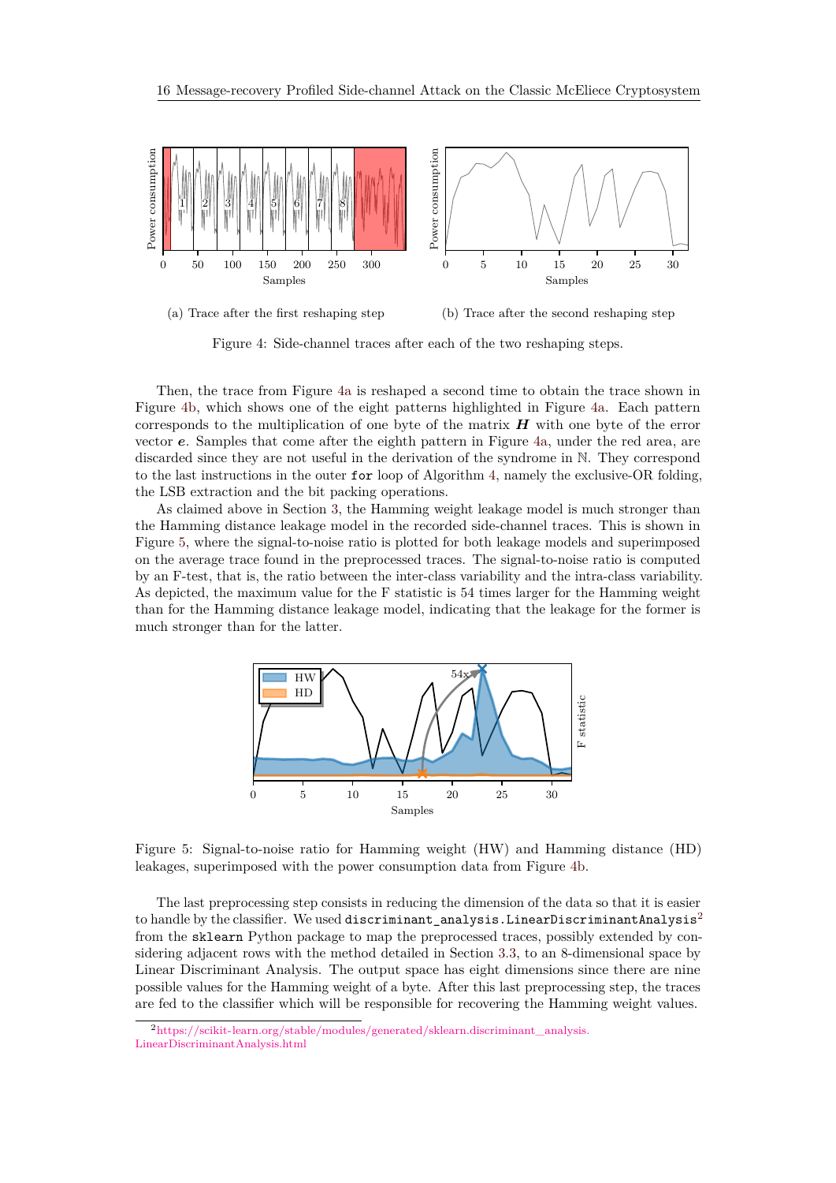(a) Trace after the first reshaping step

(b) Trace after the second reshaping step

Figure 4: Side-channel traces after each of the two reshaping steps.

Then, the trace from Figure 4a is reshaped a second time to obtain the trace shown in Figure 4b, which shows one of the eight patterns highlighted in Figure 4a. Each pattern corresponds to the multiplication of one byte of the matrix $\boldsymbol{H}$ with one byte of the error vector $\boldsymbol{e}$. Samples that come after the eighth pattern in Figure 4a, under the red area, are discarded since they are not useful in the derivation of the syndrome in $\mathbb{N}$. They correspond to the last instructions in the outer `for` loop of Algorithm 4, namely the exclusive-OR folding, the LSB extraction and the bit packing operations.

As claimed above in Section 3, the Hamming weight leakage model is much stronger than the Hamming distance leakage model in the recorded side-channel traces. This is shown in Figure 5, where the signal-to-noise ratio is plotted for both leakage models and superimposed on the average trace found in the preprocessed traces. The signal-to-noise ratio is computed by an F-test, that is, the ratio between the inter-class variability and the intra-class variability. As depicted, the maximum value for the F statistic is 54 times larger for the Hamming weight than for the Hamming distance leakage model, indicating that the leakage for the former is much stronger than for the latter.

Figure 5: Signal-to-noise ratio for Hamming weight (HW) and Hamming distance (HD) leakages, superimposed with the power consumption data from Figure 4b.

The last preprocessing step consists in reducing the dimension of the data so that it is easier to handle by the classifier. We used `discriminant_analysis.LinearDiscriminantAnalysis`[2] from the `sklearn` Python package to map the preprocessed traces, possibly extended by considering adjacent rows with the method detailed in Section 3.3, to an 8-dimensional space by Linear Discriminant Analysis. The output space has eight dimensions since there are nine possible values for the Hamming weight of a byte. After this last preprocessing step, the traces are fed to the classifier which will be responsible for recovering the Hamming weight values.

[2] https://scikit-learn.org/stable/modules/generated/sklearn.discriminant_analysis.LinearDiscriminantAnalysis.html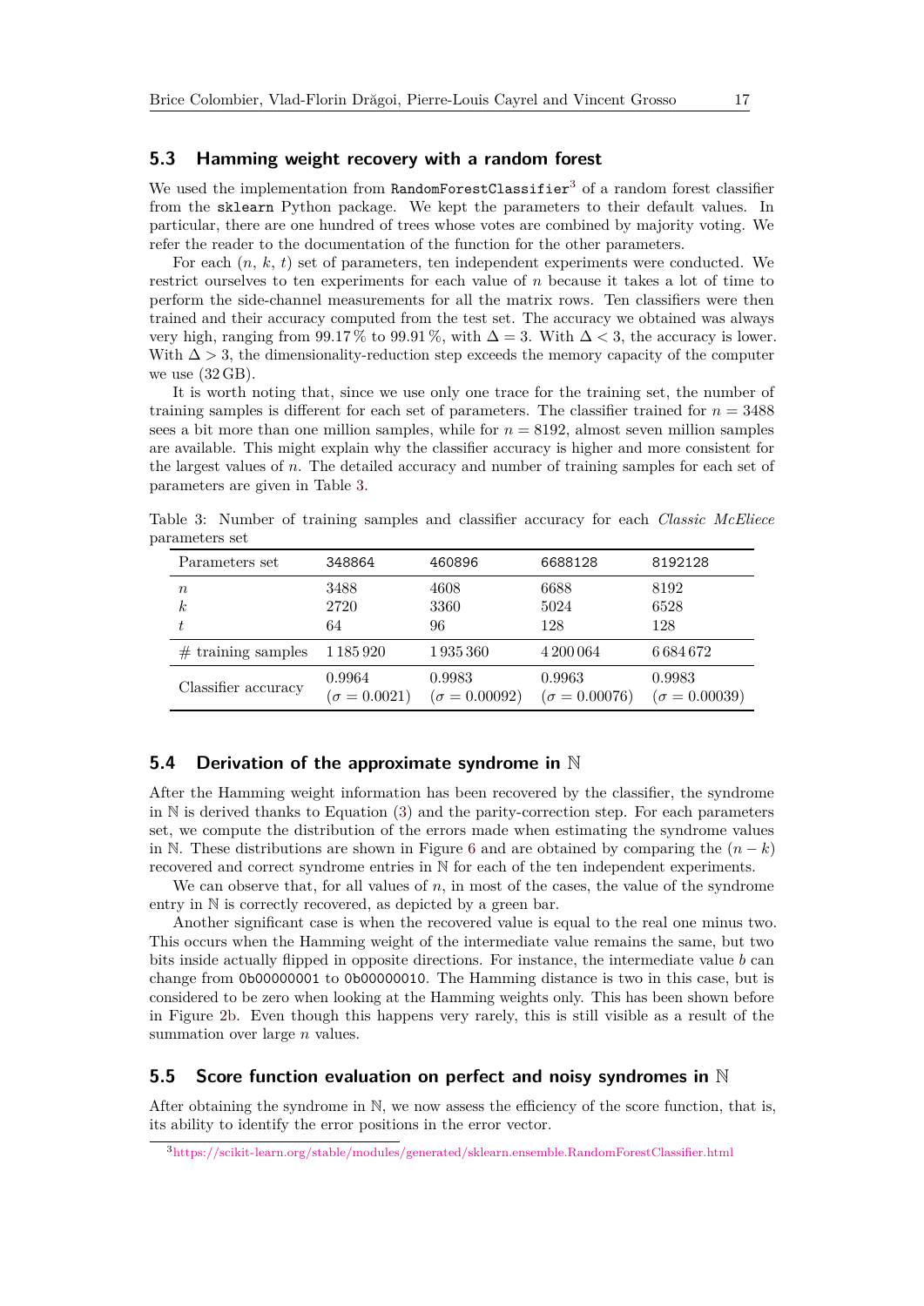## 5.3 Hamming weight recovery with a random forest

We used the implementation from `RandomForestClassifier`[3] of a random forest classifier from the `sklearn` Python package. We kept the parameters to their default values. In particular, there are one hundred of trees whose votes are combined by majority voting. We refer the reader to the documentation of the function for the other parameters.

For each ($n$, $k$, $t$) set of parameters, ten independent experiments were conducted. We restrict ourselves to ten experiments for each value of $n$ because it takes a lot of time to perform the side-channel measurements for all the matrix rows. Ten classifiers were then trained and their accuracy computed from the test set. The accuracy we obtained was always very high, ranging from 99.17 % to 99.91 %, with $\Delta = 3$. With $\Delta < 3$, the accuracy is lower. With $\Delta > 3$, the dimensionality-reduction step exceeds the memory capacity of the computer we use (32 GB).

It is worth noting that, since we use only one trace for the training set, the number of training samples is different for each set of parameters. The classifier trained for $n = 3488$ sees a bit more than one million samples, while for $n = 8192$, almost seven million samples are available. This might explain why the classifier accuracy is higher and more consistent for the largest values of $n$. The detailed accuracy and number of training samples for each set of parameters are given in Table 3.

Table 3: Number of training samples and classifier accuracy for each *Classic McEliece* parameters set

| Parameters set | 348864 | 460896 | 6688128 | 8192128 |
|---|---|---|---|---|
| $n$ | 3488 | 4608 | 6688 | 8192 |
| $k$ | 2720 | 3360 | 5024 | 6528 |
| $t$ | 64 | 96 | 128 | 128 |
| # training samples | 1 185 920 | 1 935 360 | 4 200 064 | 6 684 672 |
| Classifier accuracy | 0.9964 ($\sigma = 0.0021$) | 0.9983 ($\sigma = 0.00092$) | 0.9963 ($\sigma = 0.00076$) | 0.9983 ($\sigma = 0.00039$) |

## 5.4 Derivation of the approximate syndrome in $\mathbb{N}$

After the Hamming weight information has been recovered by the classifier, the syndrome in $\mathbb{N}$ is derived thanks to Equation (3) and the parity-correction step. For each parameters set, we compute the distribution of the errors made when estimating the syndrome values in $\mathbb{N}$. These distributions are shown in Figure 6 and are obtained by comparing the $(n - k)$ recovered and correct syndrome entries in $\mathbb{N}$ for each of the ten independent experiments.

We can observe that, for all values of $n$, in most of the cases, the value of the syndrome entry in $\mathbb{N}$ is correctly recovered, as depicted by a green bar.

Another significant case is when the recovered value is equal to the real one minus two. This occurs when the Hamming weight of the intermediate value remains the same, but two bits inside actually flipped in opposite directions. For instance, the intermediate value $b$ can change from `0b00000001` to `0b00000010`. The Hamming distance is two in this case, but is considered to be zero when looking at the Hamming weights only. This has been shown before in Figure 2b. Even though this happens very rarely, this is still visible as a result of the summation over large $n$ values.

## 5.5 Score function evaluation on perfect and noisy syndromes in $\mathbb{N}$

After obtaining the syndrome in $\mathbb{N}$, we now assess the efficiency of the score function, that is, its ability to identify the error positions in the error vector.

[3] https://scikit-learn.org/stable/modules/generated/sklearn.ensemble.RandomForestClassifier.html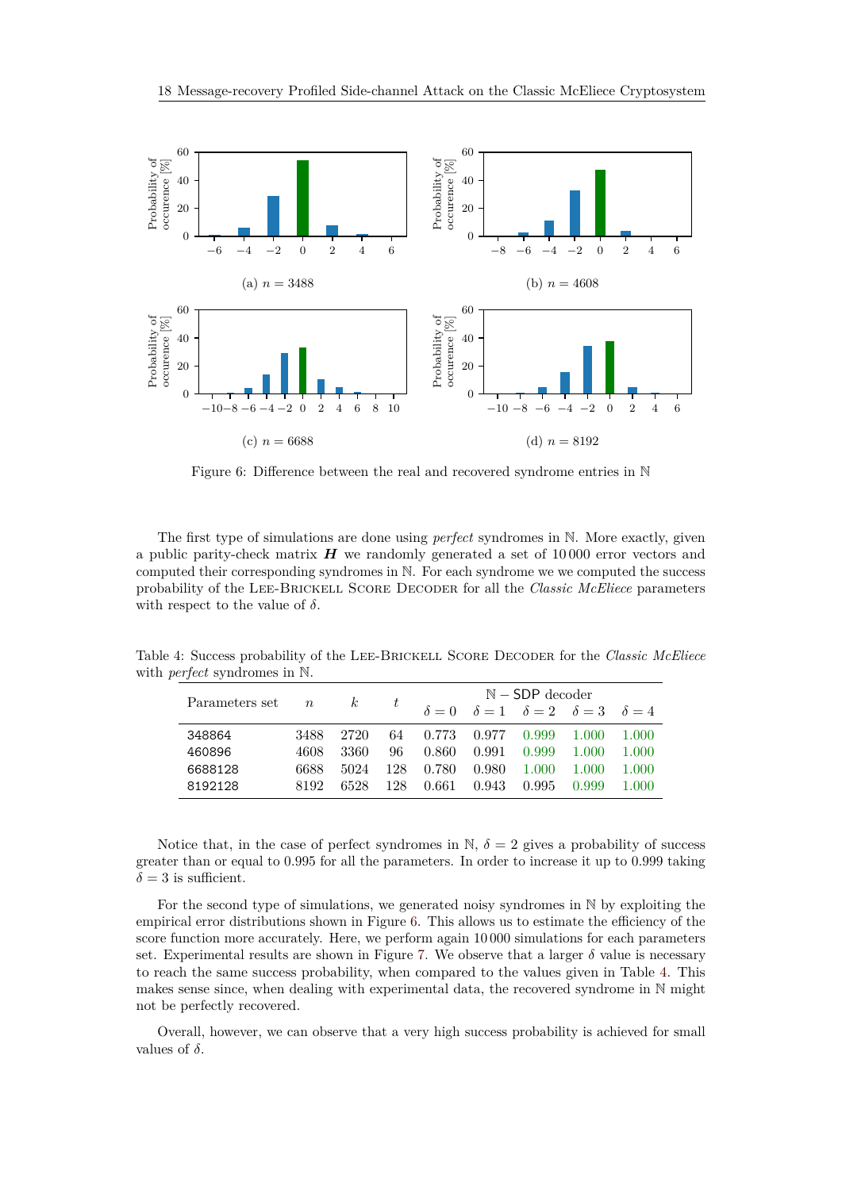(a) $n = 3488$

(b) $n = 4608$

(c) $n = 6688$

(d) $n = 8192$

Figure 6: Difference between the real and recovered syndrome entries in $\mathbb{N}$

The first type of simulations are done using *perfect* syndromes in $\mathbb{N}$. More exactly, given a public parity-check matrix $\boldsymbol{H}$ we randomly generated a set of 10 000 error vectors and computed their corresponding syndromes in $\mathbb{N}$. For each syndrome we we computed the success probability of the Lee-Brickell Score Decoder for all the *Classic McEliece* parameters with respect to the value of $\delta$.

Table 4: Success probability of the Lee-Brickell Score Decoder for the *Classic McEliece* with *perfect* syndromes in $\mathbb{N}$.

| Parameters set | $n$ | $k$ | $t$ | $\mathbb{N}-$SDP decoder | | | | |
|---|---|---|---|---|---|---|---|---|
| | | | | $\delta = 0$ | $\delta = 1$ | $\delta = 2$ | $\delta = 3$ | $\delta = 4$ |
| 348864 | 3488 | 2720 | 64 | 0.773 | 0.977 | 0.999 | 1.000 | 1.000 |
| 460896 | 4608 | 3360 | 96 | 0.860 | 0.991 | 0.999 | 1.000 | 1.000 |
| 6688128 | 6688 | 5024 | 128 | 0.780 | 0.980 | 1.000 | 1.000 | 1.000 |
| 8192128 | 8192 | 6528 | 128 | 0.661 | 0.943 | 0.995 | 0.999 | 1.000 |

Notice that, in the case of perfect syndromes in $\mathbb{N}$, $\delta = 2$ gives a probability of success greater than or equal to 0.995 for all the parameters. In order to increase it up to 0.999 taking $\delta = 3$ is sufficient.

For the second type of simulations, we generated noisy syndromes in $\mathbb{N}$ by exploiting the empirical error distributions shown in Figure 6. This allows us to estimate the efficiency of the score function more accurately. Here, we perform again 10 000 simulations for each parameters set. Experimental results are shown in Figure 7. We observe that a larger $\delta$ value is necessary to reach the same success probability, when compared to the values given in Table 4. This makes sense since, when dealing with experimental data, the recovered syndrome in $\mathbb{N}$ might not be perfectly recovered.

Overall, however, we can observe that a very high success probability is achieved for small values of $\delta$.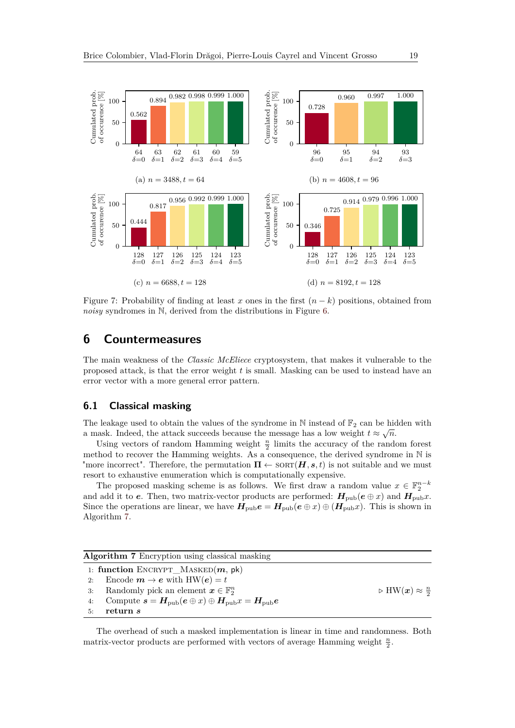(a) $n = 3488, t = 64$

(b) $n = 4608, t = 96$

(c) $n = 6688, t = 128$

(d) $n = 8192, t = 128$

Figure 7: Probability of finding at least $x$ ones in the first $(n-k)$ positions, obtained from *noisy* syndromes in $\mathbb{N}$, derived from the distributions in Figure 6.

# 6 Countermeasures

The main weakness of the *Classic McEliece* cryptosystem, that makes it vulnerable to the proposed attack, is that the error weight $t$ is small. Masking can be used to instead have an error vector with a more general error pattern.

## 6.1 Classical masking

The leakage used to obtain the values of the syndrome in $\mathbb{N}$ instead of $\mathbb{F}_2$ can be hidden with a mask. Indeed, the attack succeeds because the message has a low weight $t \approx \sqrt{n}$.

Using vectors of random Hamming weight $\frac{n}{2}$ limits the accuracy of the random forest method to recover the Hamming weights. As a consequence, the derived syndrome in $\mathbb{N}$ is "more incorrect". Therefore, the permutation $\mathbf{\Pi} \leftarrow \textsc{sort}(\boldsymbol{H}, \boldsymbol{s}, t)$ is not suitable and we must resort to exhaustive enumeration which is computationally expensive.

The proposed masking scheme is as follows. We first draw a random value $x \in \mathbb{F}_2^{n-k}$ and add it to $\boldsymbol{e}$. Then, two matrix-vector products are performed: $\boldsymbol{H}_{\text{pub}}(\boldsymbol{e} \oplus x)$ and $\boldsymbol{H}_{\text{pub}}x$. Since the operations are linear, we have $\boldsymbol{H}_{\text{pub}}\boldsymbol{e} = \boldsymbol{H}_{\text{pub}}(\boldsymbol{e} \oplus x) \oplus (\boldsymbol{H}_{\text{pub}}x)$. This is shown in Algorithm 7.

**Algorithm 7** Encryption using classical masking

```
1: function ENCRYPT_MASKED(m, pk)
2:     Encode m → e with HW(e) = t
3:     Randomly pick an element x ∈ F_2^n                  ▷ HW(x) ≈ n/2
4:     Compute s = H_pub(e ⊕ x) ⊕ H_pub x = H_pub e
5:     return s
```

The overhead of such a masked implementation is linear in time and randomness. Both matrix-vector products are performed with vectors of average Hamming weight $\frac{n}{2}$.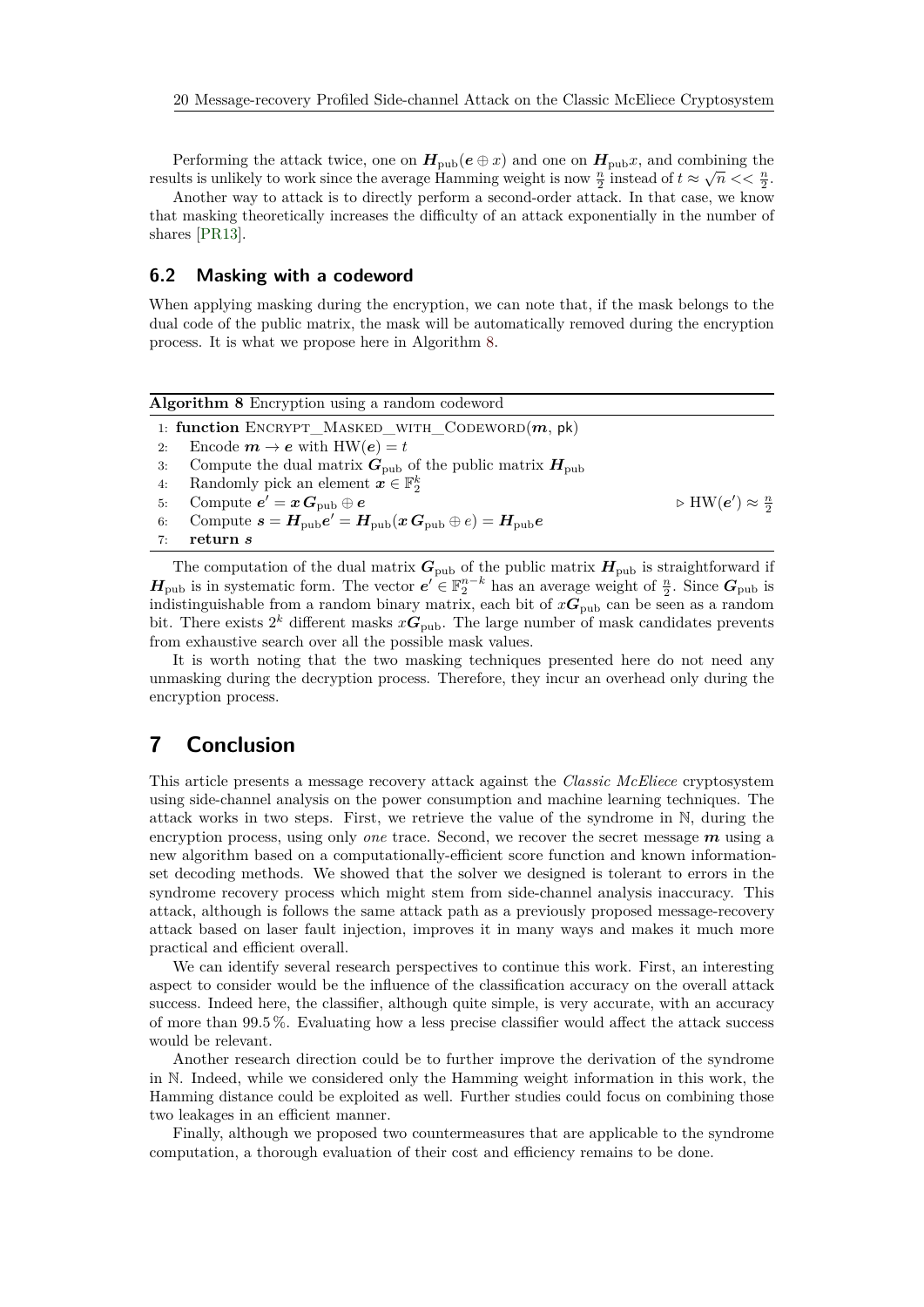Performing the attack twice, one on $\boldsymbol{H}_{\text{pub}}(\boldsymbol{e} \oplus x)$ and one on $\boldsymbol{H}_{\text{pub}}x$, and combining the results is unlikely to work since the average Hamming weight is now $\frac{n}{2}$ instead of $t \approx \sqrt{n} << \frac{n}{2}$.

Another way to attack is to directly perform a second-order attack. In that case, we know that masking theoretically increases the difficulty of an attack exponentially in the number of shares [PR13].

## 6.2 Masking with a codeword

When applying masking during the encryption, we can note that, if the mask belongs to the dual code of the public matrix, the mask will be automatically removed during the encryption process. It is what we propose here in Algorithm 8.

**Algorithm 8** Encryption using a random codeword

```
1: function ENCRYPT_MASKED_WITH_CODEWORD(m, pk)
2:     Encode m → e with HW(e) = t
3:     Compute the dual matrix G_pub of the public matrix H_pub
4:     Randomly pick an element x ∈ F_2^k
5:     Compute e' = x G_pub ⊕ e                          ▷ HW(e') ≈ n/2
6:     Compute s = H_pub e' = H_pub(x G_pub ⊕ e) = H_pub e
7:     return s
```

The computation of the dual matrix $\boldsymbol{G}_{\text{pub}}$ of the public matrix $\boldsymbol{H}_{\text{pub}}$ is straightforward if $\boldsymbol{H}_{\text{pub}}$ is in systematic form. The vector $\boldsymbol{e}' \in \mathbb{F}_2^{n-k}$ has an average weight of $\frac{n}{2}$. Since $\boldsymbol{G}_{\text{pub}}$ is indistinguishable from a random binary matrix, each bit of $x\boldsymbol{G}_{\text{pub}}$ can be seen as a random bit. There exists $2^k$ different masks $x\boldsymbol{G}_{\text{pub}}$. The large number of mask candidates prevents from exhaustive search over all the possible mask values.

It is worth noting that the two masking techniques presented here do not need any unmasking during the decryption process. Therefore, they incur an overhead only during the encryption process.

# 7 Conclusion

This article presents a message recovery attack against the *Classic McEliece* cryptosystem using side-channel analysis on the power consumption and machine learning techniques. The attack works in two steps. First, we retrieve the value of the syndrome in $\mathbb{N}$, during the encryption process, using only *one* trace. Second, we recover the secret message $\boldsymbol{m}$ using a new algorithm based on a computationally-efficient score function and known information-set decoding methods. We showed that the solver we designed is tolerant to errors in the syndrome recovery process which might stem from side-channel analysis inaccuracy. This attack, although is follows the same attack path as a previously proposed message-recovery attack based on laser fault injection, improves it in many ways and makes it much more practical and efficient overall.

We can identify several research perspectives to continue this work. First, an interesting aspect to consider would be the influence of the classification accuracy on the overall attack success. Indeed here, the classifier, although quite simple, is very accurate, with an accuracy of more than 99.5 %. Evaluating how a less precise classifier would affect the attack success would be relevant.

Another research direction could be to further improve the derivation of the syndrome in $\mathbb{N}$. Indeed, while we considered only the Hamming weight information in this work, the Hamming distance could be exploited as well. Further studies could focus on combining those two leakages in an efficient manner.

Finally, although we proposed two countermeasures that are applicable to the syndrome computation, a thorough evaluation of their cost and efficiency remains to be done.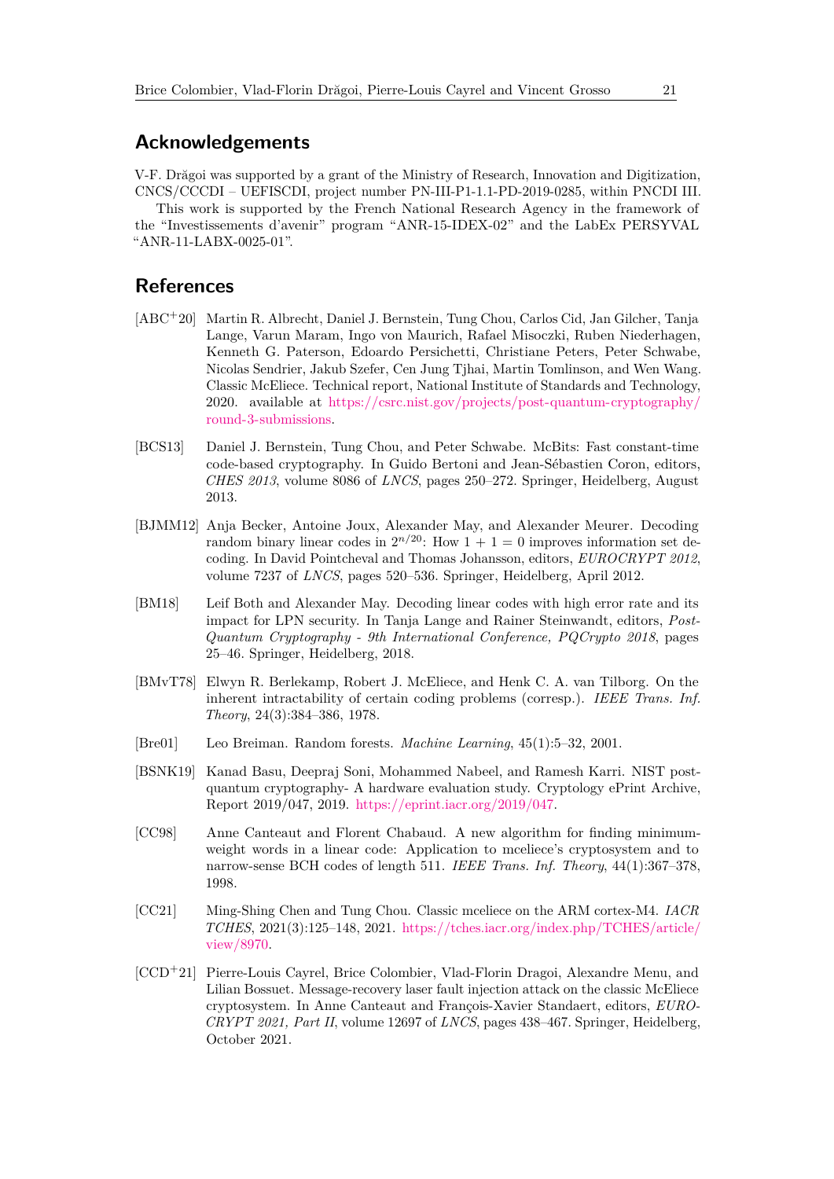## Acknowledgements

V-F. Drăgoi was supported by a grant of the Ministry of Research, Innovation and Digitization, CNCS/CCCDI – UEFISCDI, project number PN-III-P1-1.1-PD-2019-0285, within PNCDI III.

This work is supported by the French National Research Agency in the framework of the "Investissements d'avenir" program "ANR-15-IDEX-02" and the LabEx PERSYVAL "ANR-11-LABX-0025-01".

## References

[ABC+20] Martin R. Albrecht, Daniel J. Bernstein, Tung Chou, Carlos Cid, Jan Gilcher, Tanja Lange, Varun Maram, Ingo von Maurich, Rafael Misoczki, Ruben Niederhagen, Kenneth G. Paterson, Edoardo Persichetti, Christiane Peters, Peter Schwabe, Nicolas Sendrier, Jakub Szefer, Cen Jung Tjhai, Martin Tomlinson, and Wen Wang. Classic McEliece. Technical report, National Institute of Standards and Technology, 2020. available at https://csrc.nist.gov/projects/post-quantum-cryptography/round-3-submissions.

[BCS13] Daniel J. Bernstein, Tung Chou, and Peter Schwabe. McBits: Fast constant-time code-based cryptography. In Guido Bertoni and Jean-Sébastien Coron, editors, *CHES 2013*, volume 8086 of *LNCS*, pages 250–272. Springer, Heidelberg, August 2013.

[BJMM12] Anja Becker, Antoine Joux, Alexander May, and Alexander Meurer. Decoding random binary linear codes in $2^{n/20}$: How $1 + 1 = 0$ improves information set decoding. In David Pointcheval and Thomas Johansson, editors, *EUROCRYPT 2012*, volume 7237 of *LNCS*, pages 520–536. Springer, Heidelberg, April 2012.

[BM18] Leif Both and Alexander May. Decoding linear codes with high error rate and its impact for LPN security. In Tanja Lange and Rainer Steinwandt, editors, *Post-Quantum Cryptography - 9th International Conference, PQCrypto 2018*, pages 25–46. Springer, Heidelberg, 2018.

[BMvT78] Elwyn R. Berlekamp, Robert J. McEliece, and Henk C. A. van Tilborg. On the inherent intractability of certain coding problems (corresp.). *IEEE Trans. Inf. Theory*, 24(3):384–386, 1978.

[Bre01] Leo Breiman. Random forests. *Machine Learning*, 45(1):5–32, 2001.

[BSNK19] Kanad Basu, Deepraj Soni, Mohammed Nabeel, and Ramesh Karri. NIST post-quantum cryptography- A hardware evaluation study. Cryptology ePrint Archive, Report 2019/047, 2019. https://eprint.iacr.org/2019/047.

[CC98] Anne Canteaut and Florent Chabaud. A new algorithm for finding minimum-weight words in a linear code: Application to mceliece's cryptosystem and to narrow-sense BCH codes of length 511. *IEEE Trans. Inf. Theory*, 44(1):367–378, 1998.

[CC21] Ming-Shing Chen and Tung Chou. Classic mceliece on the ARM cortex-M4. *IACR TCHES*, 2021(3):125–148, 2021. https://tches.iacr.org/index.php/TCHES/article/view/8970.

[CCD+21] Pierre-Louis Cayrel, Brice Colombier, Vlad-Florin Dragoi, Alexandre Menu, and Lilian Bossuet. Message-recovery laser fault injection attack on the classic McEliece cryptosystem. In Anne Canteaut and François-Xavier Standaert, editors, *EUROCRYPT 2021, Part II*, volume 12697 of *LNCS*, pages 438–467. Springer, Heidelberg, October 2021.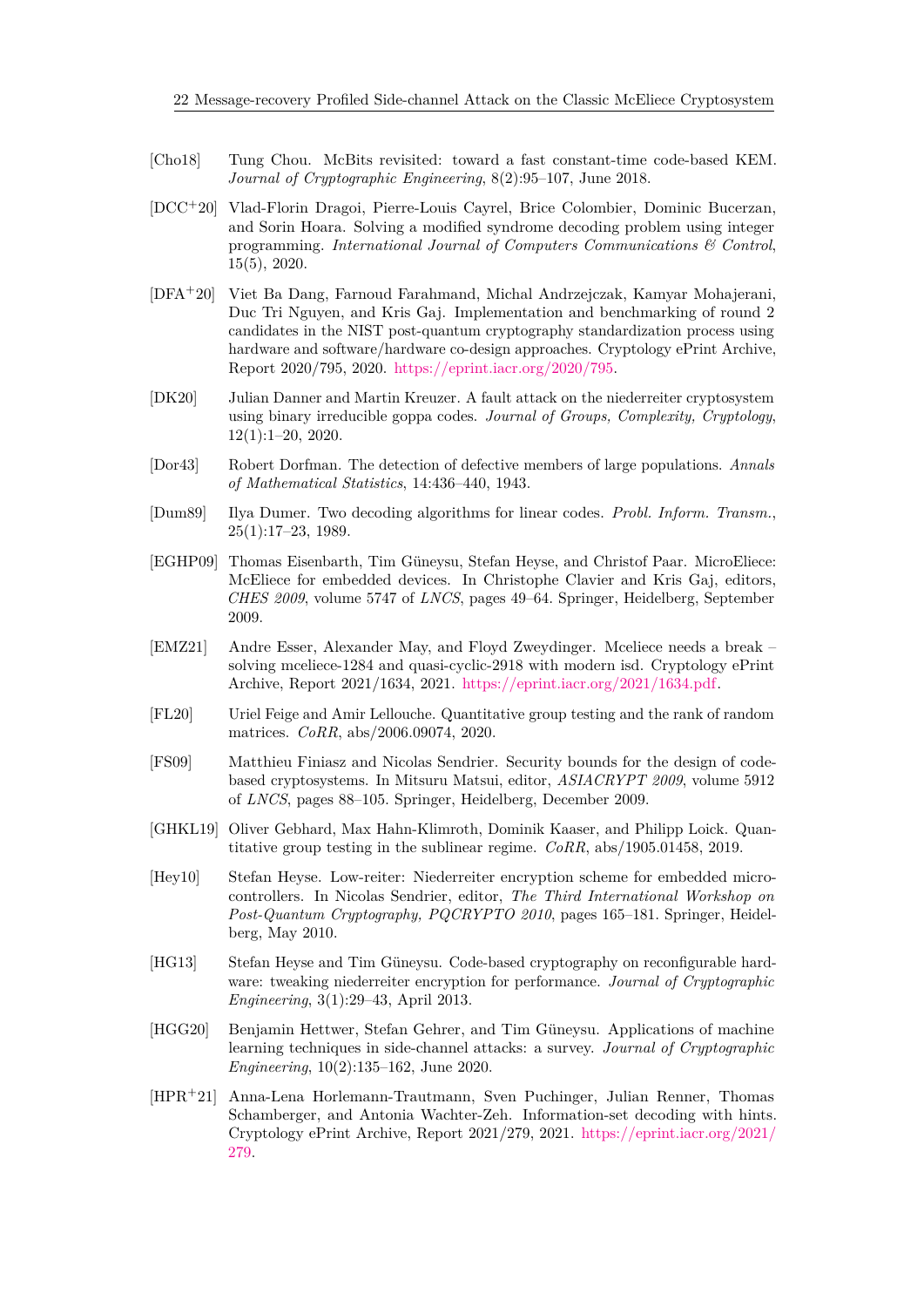[Cho18] Tung Chou. McBits revisited: toward a fast constant-time code-based KEM. *Journal of Cryptographic Engineering*, 8(2):95–107, June 2018.

[DCC+20] Vlad-Florin Dragoi, Pierre-Louis Cayrel, Brice Colombier, Dominic Bucerzan, and Sorin Hoara. Solving a modified syndrome decoding problem using integer programming. *International Journal of Computers Communications & Control*, 15(5), 2020.

[DFA+20] Viet Ba Dang, Farnoud Farahmand, Michal Andrzejczak, Kamyar Mohajerani, Duc Tri Nguyen, and Kris Gaj. Implementation and benchmarking of round 2 candidates in the NIST post-quantum cryptography standardization process using hardware and software/hardware co-design approaches. Cryptology ePrint Archive, Report 2020/795, 2020. https://eprint.iacr.org/2020/795.

[DK20] Julian Danner and Martin Kreuzer. A fault attack on the niederreiter cryptosystem using binary irreducible goppa codes. *Journal of Groups, Complexity, Cryptology*, 12(1):1–20, 2020.

[Dor43] Robert Dorfman. The detection of defective members of large populations. *Annals of Mathematical Statistics*, 14:436–440, 1943.

[Dum89] Ilya Dumer. Two decoding algorithms for linear codes. *Probl. Inform. Transm.*, 25(1):17–23, 1989.

[EGHP09] Thomas Eisenbarth, Tim Güneysu, Stefan Heyse, and Christof Paar. MicroEliece: McEliece for embedded devices. In Christophe Clavier and Kris Gaj, editors, *CHES 2009*, volume 5747 of *LNCS*, pages 49–64. Springer, Heidelberg, September 2009.

[EMZ21] Andre Esser, Alexander May, and Floyd Zweydinger. Mceliece needs a break – solving mceliece-1284 and quasi-cyclic-2918 with modern isd. Cryptology ePrint Archive, Report 2021/1634, 2021. https://eprint.iacr.org/2021/1634.pdf.

[FL20] Uriel Feige and Amir Lellouche. Quantitative group testing and the rank of random matrices. *CoRR*, abs/2006.09074, 2020.

[FS09] Matthieu Finiasz and Nicolas Sendrier. Security bounds for the design of code-based cryptosystems. In Mitsuru Matsui, editor, *ASIACRYPT 2009*, volume 5912 of *LNCS*, pages 88–105. Springer, Heidelberg, December 2009.

[GHKL19] Oliver Gebhard, Max Hahn-Klimroth, Dominik Kaaser, and Philipp Loick. Quantitative group testing in the sublinear regime. *CoRR*, abs/1905.01458, 2019.

[Hey10] Stefan Heyse. Low-reiter: Niederreiter encryption scheme for embedded microcontrollers. In Nicolas Sendrier, editor, *The Third International Workshop on Post-Quantum Cryptography, PQCRYPTO 2010*, pages 165–181. Springer, Heidelberg, May 2010.

[HG13] Stefan Heyse and Tim Güneysu. Code-based cryptography on reconfigurable hardware: tweaking niederreiter encryption for performance. *Journal of Cryptographic Engineering*, 3(1):29–43, April 2013.

[HGG20] Benjamin Hettwer, Stefan Gehrer, and Tim Güneysu. Applications of machine learning techniques in side-channel attacks: a survey. *Journal of Cryptographic Engineering*, 10(2):135–162, June 2020.

[HPR+21] Anna-Lena Horlemann-Trautmann, Sven Puchinger, Julian Renner, Thomas Schamberger, and Antonia Wachter-Zeh. Information-set decoding with hints. Cryptology ePrint Archive, Report 2021/279, 2021. https://eprint.iacr.org/2021/279.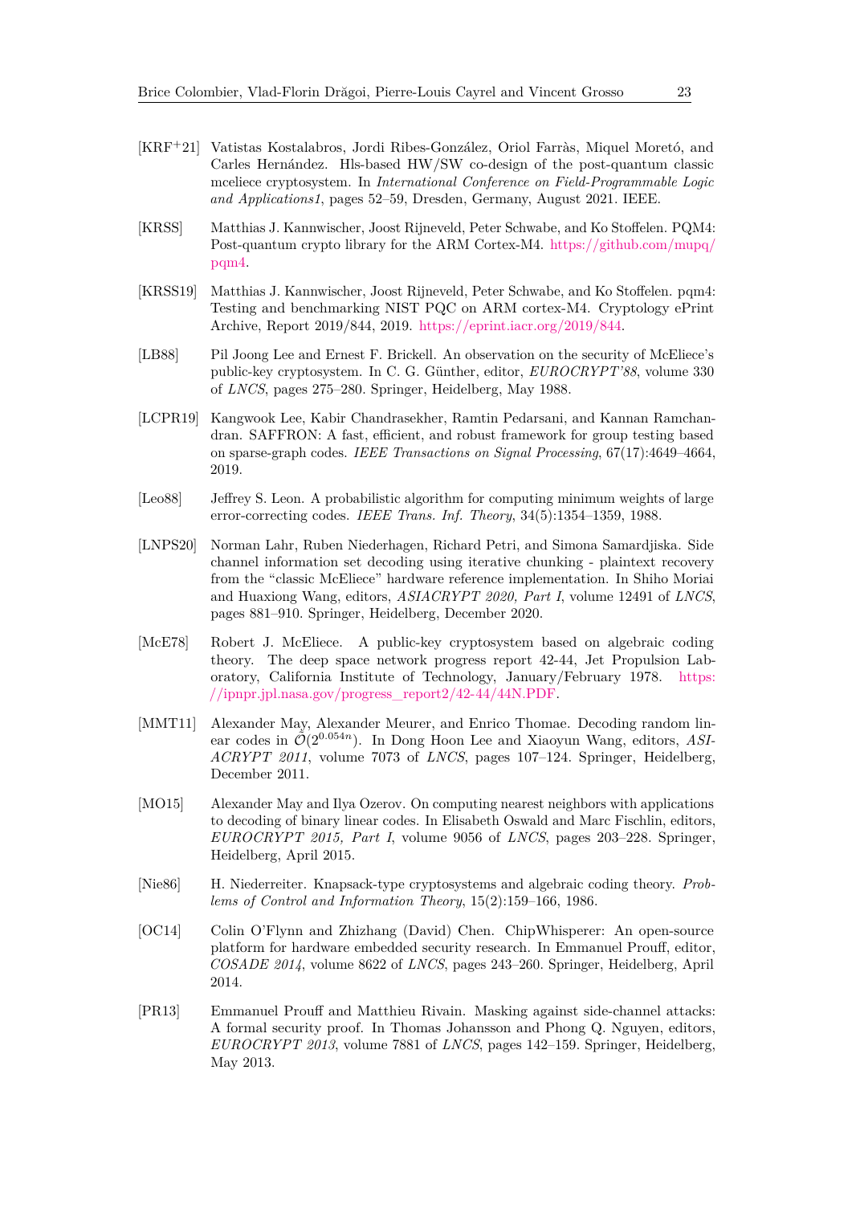[KRF+21] Vatistas Kostalabros, Jordi Ribes-González, Oriol Farràs, Miquel Moretó, and Carles Hernández. Hls-based HW/SW co-design of the post-quantum classic mceliece cryptosystem. In *International Conference on Field-Programmable Logic and Applications1*, pages 52–59, Dresden, Germany, August 2021. IEEE.

[KRSS] Matthias J. Kannwischer, Joost Rijneveld, Peter Schwabe, and Ko Stoffelen. PQM4: Post-quantum crypto library for the ARM Cortex-M4. https://github.com/mupq/pqm4.

[KRSS19] Matthias J. Kannwischer, Joost Rijneveld, Peter Schwabe, and Ko Stoffelen. pqm4: Testing and benchmarking NIST PQC on ARM cortex-M4. Cryptology ePrint Archive, Report 2019/844, 2019. https://eprint.iacr.org/2019/844.

[LB88] Pil Joong Lee and Ernest F. Brickell. An observation on the security of McEliece's public-key cryptosystem. In C. G. Günther, editor, *EUROCRYPT'88*, volume 330 of *LNCS*, pages 275–280. Springer, Heidelberg, May 1988.

[LCPR19] Kangwook Lee, Kabir Chandrasekher, Ramtin Pedarsani, and Kannan Ramchandran. SAFFRON: A fast, efficient, and robust framework for group testing based on sparse-graph codes. *IEEE Transactions on Signal Processing*, 67(17):4649–4664, 2019.

[Leo88] Jeffrey S. Leon. A probabilistic algorithm for computing minimum weights of large error-correcting codes. *IEEE Trans. Inf. Theory*, 34(5):1354–1359, 1988.

[LNPS20] Norman Lahr, Ruben Niederhagen, Richard Petri, and Simona Samardjiska. Side channel information set decoding using iterative chunking - plaintext recovery from the "classic McEliece" hardware reference implementation. In Shiho Moriai and Huaxiong Wang, editors, *ASIACRYPT 2020, Part I*, volume 12491 of *LNCS*, pages 881–910. Springer, Heidelberg, December 2020.

[McE78] Robert J. McEliece. A public-key cryptosystem based on algebraic coding theory. The deep space network progress report 42-44, Jet Propulsion Laboratory, California Institute of Technology, January/February 1978. https://ipnpr.jpl.nasa.gov/progress_report2/42-44/44N.PDF.

[MMT11] Alexander May, Alexander Meurer, and Enrico Thomae. Decoding random linear codes in $\tilde{\mathcal{O}}(2^{0.054n})$. In Dong Hoon Lee and Xiaoyun Wang, editors, *ASIACRYPT 2011*, volume 7073 of *LNCS*, pages 107–124. Springer, Heidelberg, December 2011.

[MO15] Alexander May and Ilya Ozerov. On computing nearest neighbors with applications to decoding of binary linear codes. In Elisabeth Oswald and Marc Fischlin, editors, *EUROCRYPT 2015, Part I*, volume 9056 of *LNCS*, pages 203–228. Springer, Heidelberg, April 2015.

[Nie86] H. Niederreiter. Knapsack-type cryptosystems and algebraic coding theory. *Problems of Control and Information Theory*, 15(2):159–166, 1986.

[OC14] Colin O'Flynn and Zhizhang (David) Chen. ChipWhisperer: An open-source platform for hardware embedded security research. In Emmanuel Prouff, editor, *COSADE 2014*, volume 8622 of *LNCS*, pages 243–260. Springer, Heidelberg, April 2014.

[PR13] Emmanuel Prouff and Matthieu Rivain. Masking against side-channel attacks: A formal security proof. In Thomas Johansson and Phong Q. Nguyen, editors, *EUROCRYPT 2013*, volume 7881 of *LNCS*, pages 142–159. Springer, Heidelberg, May 2013.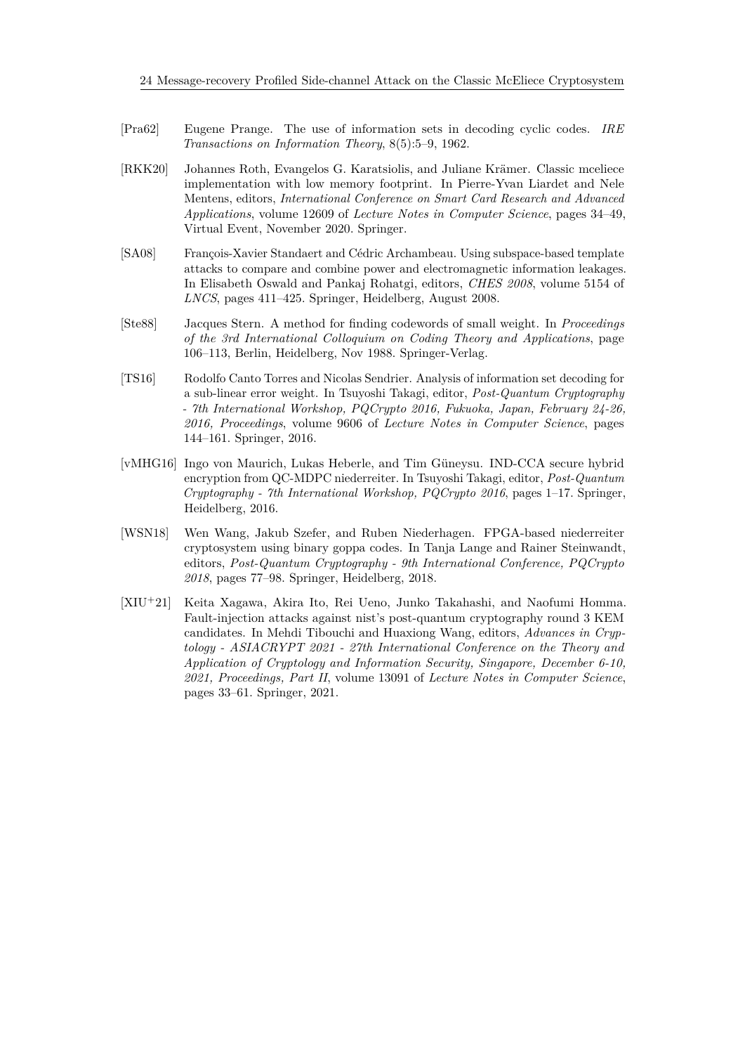[Pra62] Eugene Prange. The use of information sets in decoding cyclic codes. *IRE Transactions on Information Theory*, 8(5):5–9, 1962.

[RKK20] Johannes Roth, Evangelos G. Karatsiolis, and Juliane Krämer. Classic mceliece implementation with low memory footprint. In Pierre-Yvan Liardet and Nele Mentens, editors, *International Conference on Smart Card Research and Advanced Applications*, volume 12609 of *Lecture Notes in Computer Science*, pages 34–49, Virtual Event, November 2020. Springer.

[SA08] François-Xavier Standaert and Cédric Archambeau. Using subspace-based template attacks to compare and combine power and electromagnetic information leakages. In Elisabeth Oswald and Pankaj Rohatgi, editors, *CHES 2008*, volume 5154 of *LNCS*, pages 411–425. Springer, Heidelberg, August 2008.

[Ste88] Jacques Stern. A method for finding codewords of small weight. In *Proceedings of the 3rd International Colloquium on Coding Theory and Applications*, page 106–113, Berlin, Heidelberg, Nov 1988. Springer-Verlag.

[TS16] Rodolfo Canto Torres and Nicolas Sendrier. Analysis of information set decoding for a sub-linear error weight. In Tsuyoshi Takagi, editor, *Post-Quantum Cryptography - 7th International Workshop, PQCrypto 2016, Fukuoka, Japan, February 24-26, 2016, Proceedings*, volume 9606 of *Lecture Notes in Computer Science*, pages 144–161. Springer, 2016.

[vMHG16] Ingo von Maurich, Lukas Heberle, and Tim Güneysu. IND-CCA secure hybrid encryption from QC-MDPC niederreiter. In Tsuyoshi Takagi, editor, *Post-Quantum Cryptography - 7th International Workshop, PQCrypto 2016*, pages 1–17. Springer, Heidelberg, 2016.

[WSN18] Wen Wang, Jakub Szefer, and Ruben Niederhagen. FPGA-based niederreiter cryptosystem using binary goppa codes. In Tanja Lange and Rainer Steinwandt, editors, *Post-Quantum Cryptography - 9th International Conference, PQCrypto 2018*, pages 77–98. Springer, Heidelberg, 2018.

[XIU+21] Keita Xagawa, Akira Ito, Rei Ueno, Junko Takahashi, and Naofumi Homma. Fault-injection attacks against nist's post-quantum cryptography round 3 KEM candidates. In Mehdi Tibouchi and Huaxiong Wang, editors, *Advances in Cryptology - ASIACRYPT 2021 - 27th International Conference on the Theory and Application of Cryptology and Information Security, Singapore, December 6-10, 2021, Proceedings, Part II*, volume 13091 of *Lecture Notes in Computer Science*, pages 33–61. Springer, 2021.